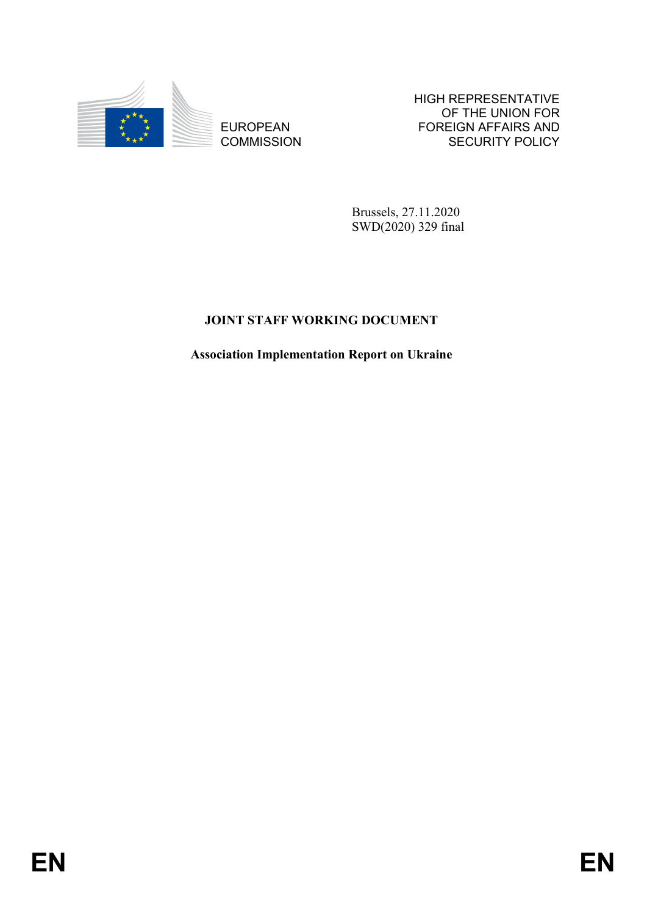EUROPEAN COMMISSION

HIGH REPRESENTATIVE OF THE UNION FOR FOREIGN AFFAIRS AND SECURITY POLICY

Brussels, 27.11.2020
SWD(2020) 329 final

# JOINT STAFF WORKING DOCUMENT

## Association Implementation Report on Ukraine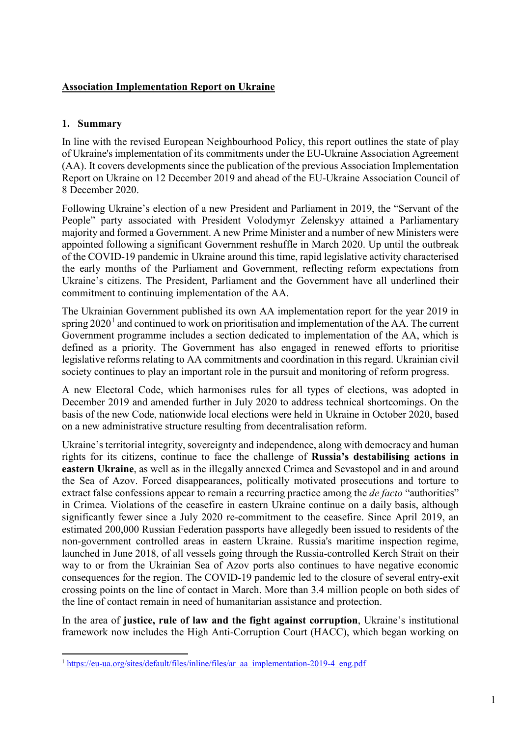**Association Implementation Report on Ukraine**

## 1. Summary

In line with the revised European Neighbourhood Policy, this report outlines the state of play of Ukraine's implementation of its commitments under the EU-Ukraine Association Agreement (AA). It covers developments since the publication of the previous Association Implementation Report on Ukraine on 12 December 2019 and ahead of the EU-Ukraine Association Council of 8 December 2020.

Following Ukraine's election of a new President and Parliament in 2019, the "Servant of the People" party associated with President Volodymyr Zelenskyy attained a Parliamentary majority and formed a Government. A new Prime Minister and a number of new Ministers were appointed following a significant Government reshuffle in March 2020. Up until the outbreak of the COVID-19 pandemic in Ukraine around this time, rapid legislative activity characterised the early months of the Parliament and Government, reflecting reform expectations from Ukraine's citizens. The President, Parliament and the Government have all underlined their commitment to continuing implementation of the AA.

The Ukrainian Government published its own AA implementation report for the year 2019 in spring 2020[1] and continued to work on prioritisation and implementation of the AA. The current Government programme includes a section dedicated to implementation of the AA, which is defined as a priority. The Government has also engaged in renewed efforts to prioritise legislative reforms relating to AA commitments and coordination in this regard. Ukrainian civil society continues to play an important role in the pursuit and monitoring of reform progress.

A new Electoral Code, which harmonises rules for all types of elections, was adopted in December 2019 and amended further in July 2020 to address technical shortcomings. On the basis of the new Code, nationwide local elections were held in Ukraine in October 2020, based on a new administrative structure resulting from decentralisation reform.

Ukraine's territorial integrity, sovereignty and independence, along with democracy and human rights for its citizens, continue to face the challenge of **Russia's destabilising actions in eastern Ukraine**, as well as in the illegally annexed Crimea and Sevastopol and in and around the Sea of Azov. Forced disappearances, politically motivated prosecutions and torture to extract false confessions appear to remain a recurring practice among the *de facto* "authorities" in Crimea. Violations of the ceasefire in eastern Ukraine continue on a daily basis, although significantly fewer since a July 2020 re-commitment to the ceasefire. Since April 2019, an estimated 200,000 Russian Federation passports have allegedly been issued to residents of the non-government controlled areas in eastern Ukraine. Russia's maritime inspection regime, launched in June 2018, of all vessels going through the Russia-controlled Kerch Strait on their way to or from the Ukrainian Sea of Azov ports also continues to have negative economic consequences for the region. The COVID-19 pandemic led to the closure of several entry-exit crossing points on the line of contact in March. More than 3.4 million people on both sides of the line of contact remain in need of humanitarian assistance and protection.

In the area of **justice, rule of law and the fight against corruption**, Ukraine's institutional framework now includes the High Anti-Corruption Court (HACC), which began working on

[1] https://eu-ua.org/sites/default/files/inline/files/ar_aa_implementation-2019-4_eng.pdf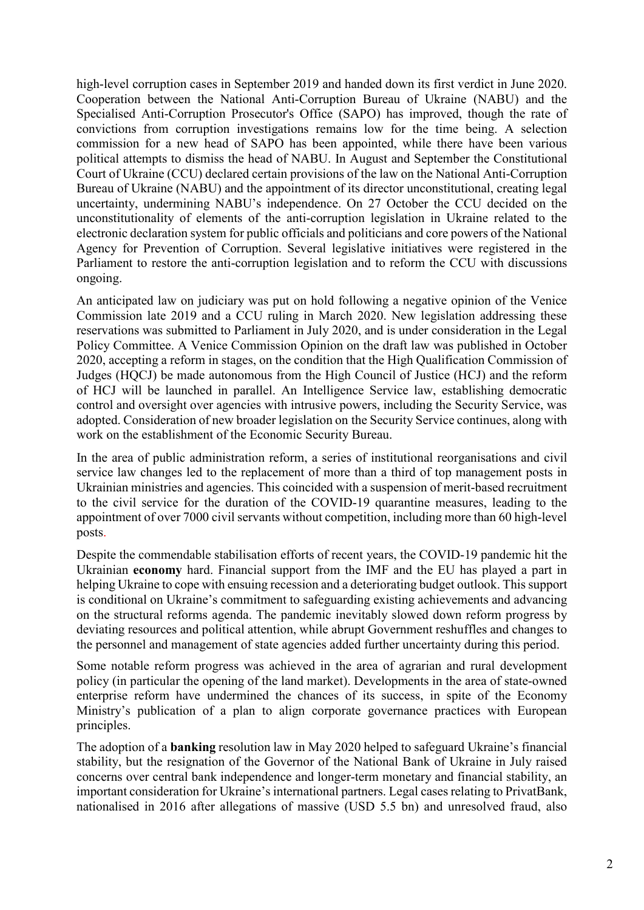high-level corruption cases in September 2019 and handed down its first verdict in June 2020. Cooperation between the National Anti-Corruption Bureau of Ukraine (NABU) and the Specialised Anti-Corruption Prosecutor's Office (SAPO) has improved, though the rate of convictions from corruption investigations remains low for the time being. A selection commission for a new head of SAPO has been appointed, while there have been various political attempts to dismiss the head of NABU. In August and September the Constitutional Court of Ukraine (CCU) declared certain provisions of the law on the National Anti-Corruption Bureau of Ukraine (NABU) and the appointment of its director unconstitutional, creating legal uncertainty, undermining NABU's independence. On 27 October the CCU decided on the unconstitutionality of elements of the anti-corruption legislation in Ukraine related to the electronic declaration system for public officials and politicians and core powers of the National Agency for Prevention of Corruption. Several legislative initiatives were registered in the Parliament to restore the anti-corruption legislation and to reform the CCU with discussions ongoing.

An anticipated law on judiciary was put on hold following a negative opinion of the Venice Commission late 2019 and a CCU ruling in March 2020. New legislation addressing these reservations was submitted to Parliament in July 2020, and is under consideration in the Legal Policy Committee. A Venice Commission Opinion on the draft law was published in October 2020, accepting a reform in stages, on the condition that the High Qualification Commission of Judges (HQCJ) be made autonomous from the High Council of Justice (HCJ) and the reform of HCJ will be launched in parallel. An Intelligence Service law, establishing democratic control and oversight over agencies with intrusive powers, including the Security Service, was adopted. Consideration of new broader legislation on the Security Service continues, along with work on the establishment of the Economic Security Bureau.

In the area of public administration reform, a series of institutional reorganisations and civil service law changes led to the replacement of more than a third of top management posts in Ukrainian ministries and agencies. This coincided with a suspension of merit-based recruitment to the civil service for the duration of the COVID-19 quarantine measures, leading to the appointment of over 7000 civil servants without competition, including more than 60 high-level posts.

Despite the commendable stabilisation efforts of recent years, the COVID-19 pandemic hit the Ukrainian **economy** hard. Financial support from the IMF and the EU has played a part in helping Ukraine to cope with ensuing recession and a deteriorating budget outlook. This support is conditional on Ukraine's commitment to safeguarding existing achievements and advancing on the structural reforms agenda. The pandemic inevitably slowed down reform progress by deviating resources and political attention, while abrupt Government reshuffles and changes to the personnel and management of state agencies added further uncertainty during this period.

Some notable reform progress was achieved in the area of agrarian and rural development policy (in particular the opening of the land market). Developments in the area of state-owned enterprise reform have undermined the chances of its success, in spite of the Economy Ministry's publication of a plan to align corporate governance practices with European principles.

The adoption of a **banking** resolution law in May 2020 helped to safeguard Ukraine's financial stability, but the resignation of the Governor of the National Bank of Ukraine in July raised concerns over central bank independence and longer-term monetary and financial stability, an important consideration for Ukraine's international partners. Legal cases relating to PrivatBank, nationalised in 2016 after allegations of massive (USD 5.5 bn) and unresolved fraud, also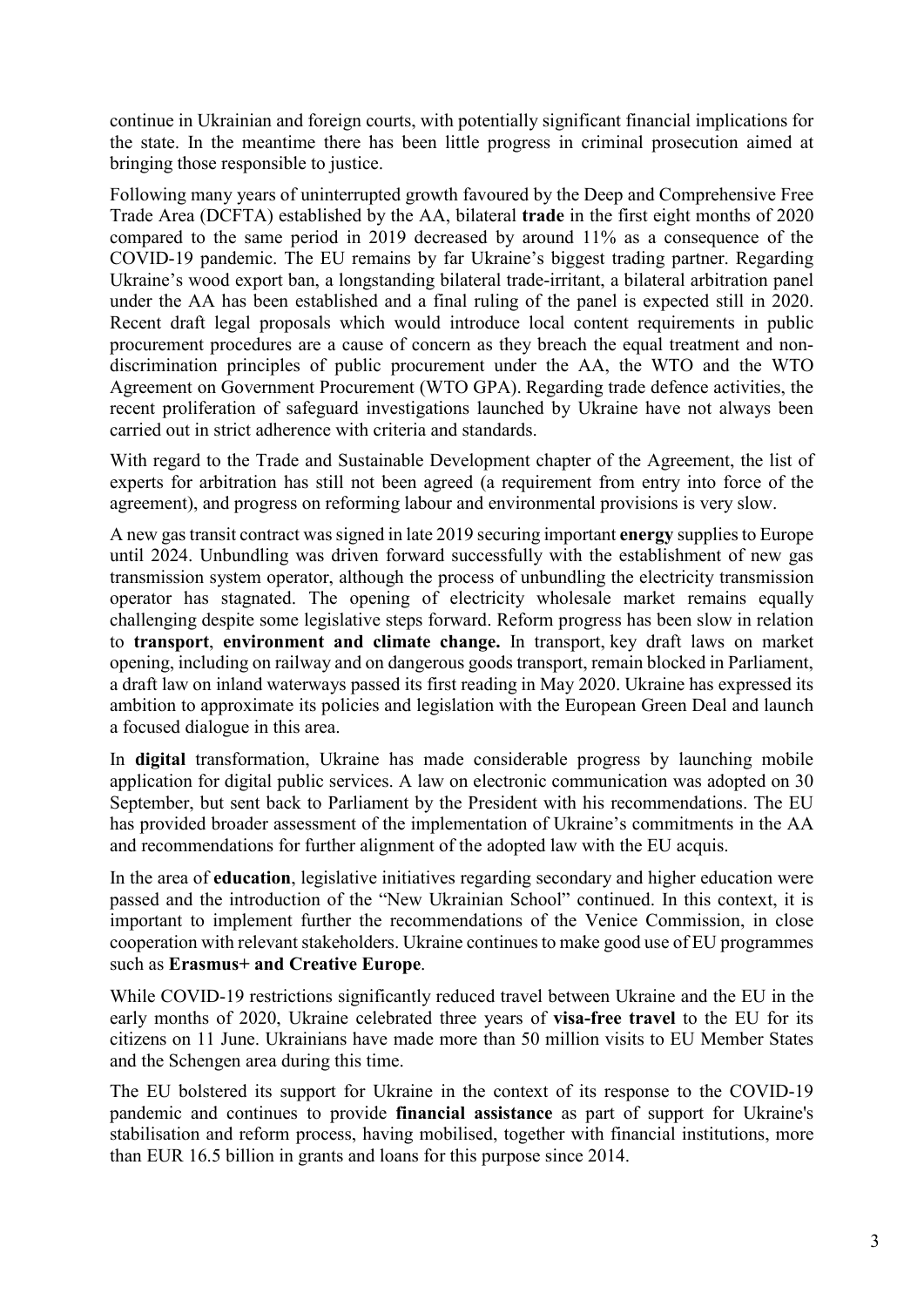continue in Ukrainian and foreign courts, with potentially significant financial implications for the state. In the meantime there has been little progress in criminal prosecution aimed at bringing those responsible to justice.

Following many years of uninterrupted growth favoured by the Deep and Comprehensive Free Trade Area (DCFTA) established by the AA, bilateral **trade** in the first eight months of 2020 compared to the same period in 2019 decreased by around 11% as a consequence of the COVID-19 pandemic. The EU remains by far Ukraine's biggest trading partner. Regarding Ukraine's wood export ban, a longstanding bilateral trade-irritant, a bilateral arbitration panel under the AA has been established and a final ruling of the panel is expected still in 2020. Recent draft legal proposals which would introduce local content requirements in public procurement procedures are a cause of concern as they breach the equal treatment and non-discrimination principles of public procurement under the AA, the WTO and the WTO Agreement on Government Procurement (WTO GPA). Regarding trade defence activities, the recent proliferation of safeguard investigations launched by Ukraine have not always been carried out in strict adherence with criteria and standards.

With regard to the Trade and Sustainable Development chapter of the Agreement, the list of experts for arbitration has still not been agreed (a requirement from entry into force of the agreement), and progress on reforming labour and environmental provisions is very slow.

A new gas transit contract was signed in late 2019 securing important **energy** supplies to Europe until 2024. Unbundling was driven forward successfully with the establishment of new gas transmission system operator, although the process of unbundling the electricity transmission operator has stagnated. The opening of electricity wholesale market remains equally challenging despite some legislative steps forward. Reform progress has been slow in relation to **transport**, **environment and climate change.** In transport, key draft laws on market opening, including on railway and on dangerous goods transport, remain blocked in Parliament, a draft law on inland waterways passed its first reading in May 2020. Ukraine has expressed its ambition to approximate its policies and legislation with the European Green Deal and launch a focused dialogue in this area.

In **digital** transformation, Ukraine has made considerable progress by launching mobile application for digital public services. A law on electronic communication was adopted on 30 September, but sent back to Parliament by the President with his recommendations. The EU has provided broader assessment of the implementation of Ukraine's commitments in the AA and recommendations for further alignment of the adopted law with the EU acquis.

In the area of **education**, legislative initiatives regarding secondary and higher education were passed and the introduction of the "New Ukrainian School" continued. In this context, it is important to implement further the recommendations of the Venice Commission, in close cooperation with relevant stakeholders. Ukraine continues to make good use of EU programmes such as **Erasmus+ and Creative Europe**.

While COVID-19 restrictions significantly reduced travel between Ukraine and the EU in the early months of 2020, Ukraine celebrated three years of **visa-free travel** to the EU for its citizens on 11 June. Ukrainians have made more than 50 million visits to EU Member States and the Schengen area during this time.

The EU bolstered its support for Ukraine in the context of its response to the COVID-19 pandemic and continues to provide **financial assistance** as part of support for Ukraine's stabilisation and reform process, having mobilised, together with financial institutions, more than EUR 16.5 billion in grants and loans for this purpose since 2014.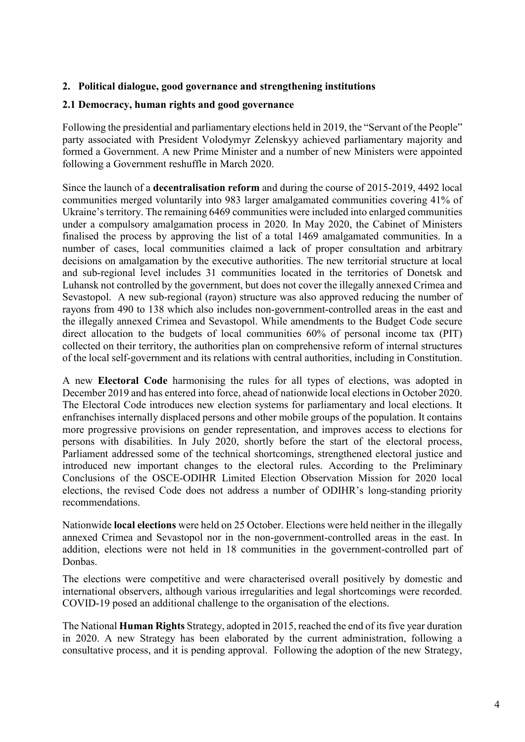## 2. Political dialogue, good governance and strengthening institutions

### 2.1 Democracy, human rights and good governance

Following the presidential and parliamentary elections held in 2019, the "Servant of the People" party associated with President Volodymyr Zelenskyy achieved parliamentary majority and formed a Government. A new Prime Minister and a number of new Ministers were appointed following a Government reshuffle in March 2020.

Since the launch of a **decentralisation reform** and during the course of 2015-2019, 4492 local communities merged voluntarily into 983 larger amalgamated communities covering 41% of Ukraine's territory. The remaining 6469 communities were included into enlarged communities under a compulsory amalgamation process in 2020. In May 2020, the Cabinet of Ministers finalised the process by approving the list of a total 1469 amalgamated communities. In a number of cases, local communities claimed a lack of proper consultation and arbitrary decisions on amalgamation by the executive authorities. The new territorial structure at local and sub-regional level includes 31 communities located in the territories of Donetsk and Luhansk not controlled by the government, but does not cover the illegally annexed Crimea and Sevastopol. A new sub-regional (rayon) structure was also approved reducing the number of rayons from 490 to 138 which also includes non-government-controlled areas in the east and the illegally annexed Crimea and Sevastopol. While amendments to the Budget Code secure direct allocation to the budgets of local communities 60% of personal income tax (PIT) collected on their territory, the authorities plan on comprehensive reform of internal structures of the local self-government and its relations with central authorities, including in Constitution.

A new **Electoral Code** harmonising the rules for all types of elections, was adopted in December 2019 and has entered into force, ahead of nationwide local elections in October 2020. The Electoral Code introduces new election systems for parliamentary and local elections. It enfranchises internally displaced persons and other mobile groups of the population. It contains more progressive provisions on gender representation, and improves access to elections for persons with disabilities. In July 2020, shortly before the start of the electoral process, Parliament addressed some of the technical shortcomings, strengthened electoral justice and introduced new important changes to the electoral rules. According to the Preliminary Conclusions of the OSCE-ODIHR Limited Election Observation Mission for 2020 local elections, the revised Code does not address a number of ODIHR's long-standing priority recommendations.

Nationwide **local elections** were held on 25 October. Elections were held neither in the illegally annexed Crimea and Sevastopol nor in the non-government-controlled areas in the east. In addition, elections were not held in 18 communities in the government-controlled part of Donbas.

The elections were competitive and were characterised overall positively by domestic and international observers, although various irregularities and legal shortcomings were recorded. COVID-19 posed an additional challenge to the organisation of the elections.

The National **Human Rights** Strategy, adopted in 2015, reached the end of its five year duration in 2020. A new Strategy has been elaborated by the current administration, following a consultative process, and it is pending approval. Following the adoption of the new Strategy,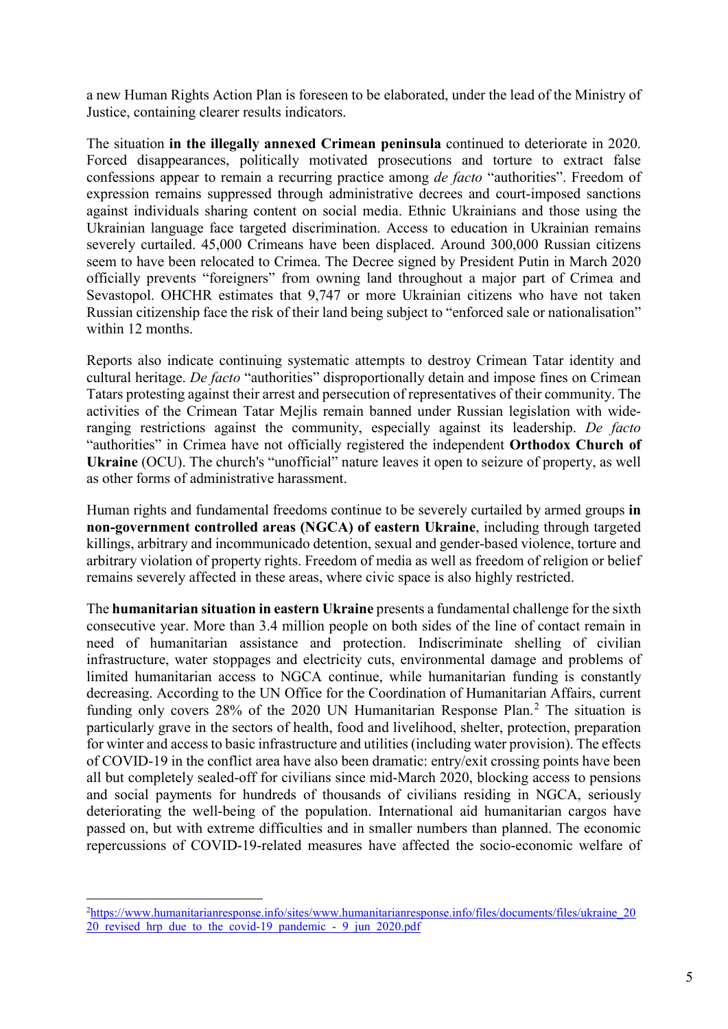a new Human Rights Action Plan is foreseen to be elaborated, under the lead of the Ministry of Justice, containing clearer results indicators.

The situation **in the illegally annexed Crimean peninsula** continued to deteriorate in 2020. Forced disappearances, politically motivated prosecutions and torture to extract false confessions appear to remain a recurring practice among *de facto* "authorities". Freedom of expression remains suppressed through administrative decrees and court-imposed sanctions against individuals sharing content on social media. Ethnic Ukrainians and those using the Ukrainian language face targeted discrimination. Access to education in Ukrainian remains severely curtailed. 45,000 Crimeans have been displaced. Around 300,000 Russian citizens seem to have been relocated to Crimea. The Decree signed by President Putin in March 2020 officially prevents "foreigners" from owning land throughout a major part of Crimea and Sevastopol. OHCHR estimates that 9,747 or more Ukrainian citizens who have not taken Russian citizenship face the risk of their land being subject to "enforced sale or nationalisation" within 12 months.

Reports also indicate continuing systematic attempts to destroy Crimean Tatar identity and cultural heritage. *De facto* "authorities" disproportionally detain and impose fines on Crimean Tatars protesting against their arrest and persecution of representatives of their community. The activities of the Crimean Tatar Mejlis remain banned under Russian legislation with wide-ranging restrictions against the community, especially against its leadership. *De facto* "authorities" in Crimea have not officially registered the independent **Orthodox Church of Ukraine** (OCU). The church's "unofficial" nature leaves it open to seizure of property, as well as other forms of administrative harassment.

Human rights and fundamental freedoms continue to be severely curtailed by armed groups **in non-government controlled areas (NGCA) of eastern Ukraine**, including through targeted killings, arbitrary and incommunicado detention, sexual and gender-based violence, torture and arbitrary violation of property rights. Freedom of media as well as freedom of religion or belief remains severely affected in these areas, where civic space is also highly restricted.

The **humanitarian situation in eastern Ukraine** presents a fundamental challenge for the sixth consecutive year. More than 3.4 million people on both sides of the line of contact remain in need of humanitarian assistance and protection. Indiscriminate shelling of civilian infrastructure, water stoppages and electricity cuts, environmental damage and problems of limited humanitarian access to NGCA continue, while humanitarian funding is constantly decreasing. According to the UN Office for the Coordination of Humanitarian Affairs, current funding only covers 28% of the 2020 UN Humanitarian Response Plan.[2] The situation is particularly grave in the sectors of health, food and livelihood, shelter, protection, preparation for winter and access to basic infrastructure and utilities (including water provision). The effects of COVID-19 in the conflict area have also been dramatic: entry/exit crossing points have been all but completely sealed-off for civilians since mid-March 2020, blocking access to pensions and social payments for hundreds of thousands of civilians residing in NGCA, seriously deteriorating the well-being of the population. International aid humanitarian cargos have passed on, but with extreme difficulties and in smaller numbers than planned. The economic repercussions of COVID-19-related measures have affected the socio-economic welfare of

---

[2] https://www.humanitarianresponse.info/sites/www.humanitarianresponse.info/files/documents/files/ukraine_2020_revised_hrp_due_to_the_covid-19_pandemic_-_9_jun_2020.pdf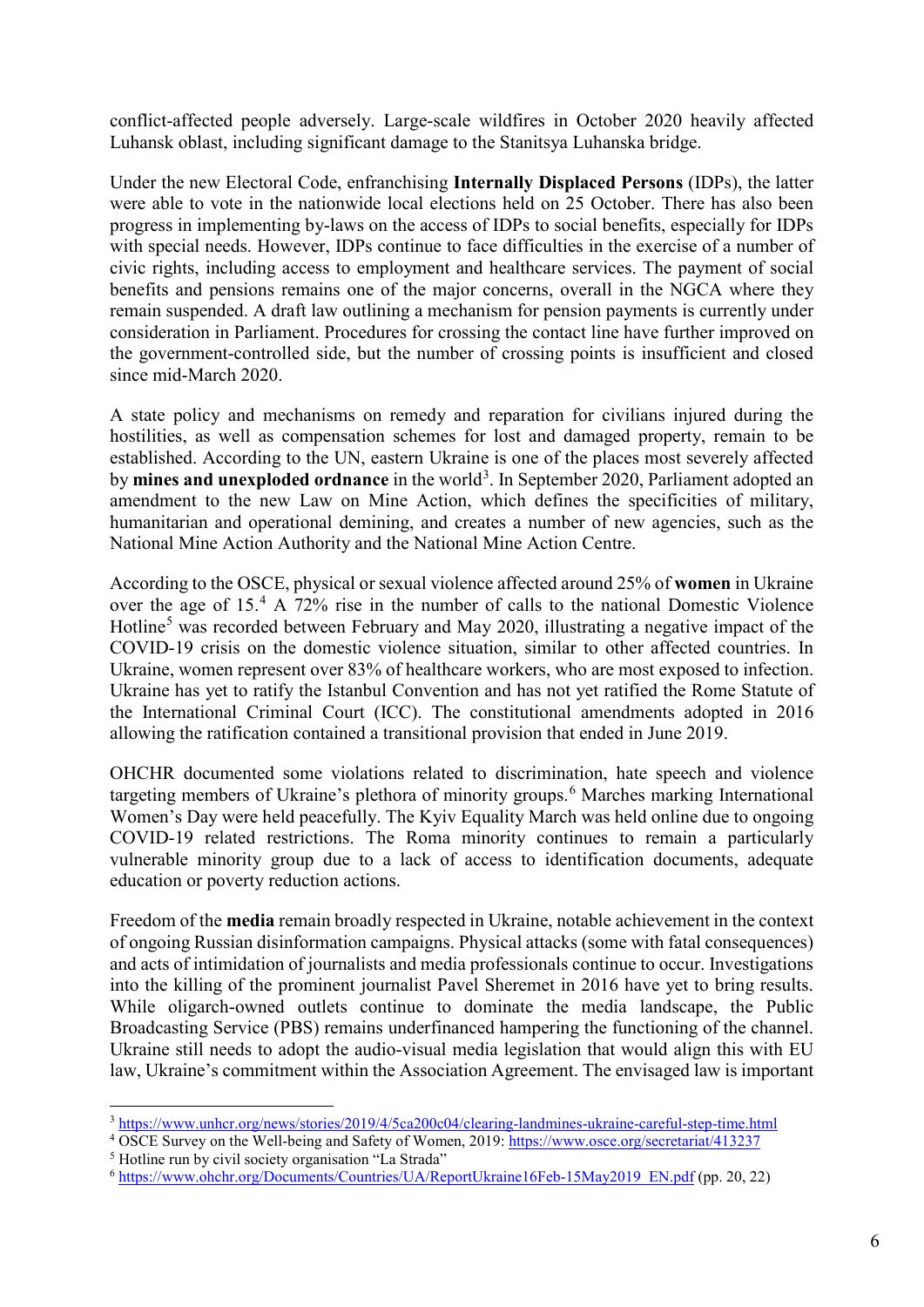conflict-affected people adversely. Large-scale wildfires in October 2020 heavily affected Luhansk oblast, including significant damage to the Stanitsya Luhanska bridge.

Under the new Electoral Code, enfranchising **Internally Displaced Persons** (IDPs), the latter were able to vote in the nationwide local elections held on 25 October. There has also been progress in implementing by-laws on the access of IDPs to social benefits, especially for IDPs with special needs. However, IDPs continue to face difficulties in the exercise of a number of civic rights, including access to employment and healthcare services. The payment of social benefits and pensions remains one of the major concerns, overall in the NGCA where they remain suspended. A draft law outlining a mechanism for pension payments is currently under consideration in Parliament. Procedures for crossing the contact line have further improved on the government-controlled side, but the number of crossing points is insufficient and closed since mid-March 2020.

A state policy and mechanisms on remedy and reparation for civilians injured during the hostilities, as well as compensation schemes for lost and damaged property, remain to be established. According to the UN, eastern Ukraine is one of the places most severely affected by **mines and unexploded ordnance** in the world[3]. In September 2020, Parliament adopted an amendment to the new Law on Mine Action, which defines the specificities of military, humanitarian and operational demining, and creates a number of new agencies, such as the National Mine Action Authority and the National Mine Action Centre.

According to the OSCE, physical or sexual violence affected around 25% of **women** in Ukraine over the age of 15.[4] A 72% rise in the number of calls to the national Domestic Violence Hotline[5] was recorded between February and May 2020, illustrating a negative impact of the COVID-19 crisis on the domestic violence situation, similar to other affected countries. In Ukraine, women represent over 83% of healthcare workers, who are most exposed to infection. Ukraine has yet to ratify the Istanbul Convention and has not yet ratified the Rome Statute of the International Criminal Court (ICC). The constitutional amendments adopted in 2016 allowing the ratification contained a transitional provision that ended in June 2019.

OHCHR documented some violations related to discrimination, hate speech and violence targeting members of Ukraine's plethora of minority groups.[6] Marches marking International Women's Day were held peacefully. The Kyiv Equality March was held online due to ongoing COVID-19 related restrictions. The Roma minority continues to remain a particularly vulnerable minority group due to a lack of access to identification documents, adequate education or poverty reduction actions.

Freedom of the **media** remain broadly respected in Ukraine, notable achievement in the context of ongoing Russian disinformation campaigns. Physical attacks (some with fatal consequences) and acts of intimidation of journalists and media professionals continue to occur. Investigations into the killing of the prominent journalist Pavel Sheremet in 2016 have yet to bring results. While oligarch-owned outlets continue to dominate the media landscape, the Public Broadcasting Service (PBS) remains underfinanced hampering the functioning of the channel. Ukraine still needs to adopt the audio-visual media legislation that would align this with EU law, Ukraine's commitment within the Association Agreement. The envisaged law is important

---

[3] https://www.unhcr.org/news/stories/2019/4/5ca200c04/clearing-landmines-ukraine-careful-step-time.html

[4] OSCE Survey on the Well-being and Safety of Women, 2019: https://www.osce.org/secretariat/413237

[5] Hotline run by civil society organisation "La Strada"

[6] https://www.ohchr.org/Documents/Countries/UA/ReportUkraine16Feb-15May2019_EN.pdf (pp. 20, 22)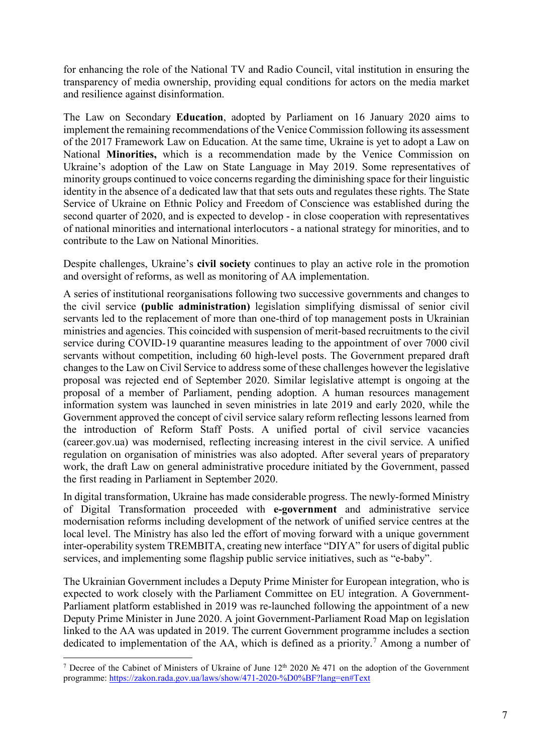for enhancing the role of the National TV and Radio Council, vital institution in ensuring the transparency of media ownership, providing equal conditions for actors on the media market and resilience against disinformation.

The Law on Secondary **Education**, adopted by Parliament on 16 January 2020 aims to implement the remaining recommendations of the Venice Commission following its assessment of the 2017 Framework Law on Education. At the same time, Ukraine is yet to adopt a Law on National **Minorities,** which is a recommendation made by the Venice Commission on Ukraine's adoption of the Law on State Language in May 2019. Some representatives of minority groups continued to voice concerns regarding the diminishing space for their linguistic identity in the absence of a dedicated law that that sets outs and regulates these rights. The State Service of Ukraine on Ethnic Policy and Freedom of Conscience was established during the second quarter of 2020, and is expected to develop - in close cooperation with representatives of national minorities and international interlocutors - a national strategy for minorities, and to contribute to the Law on National Minorities.

Despite challenges, Ukraine's **civil society** continues to play an active role in the promotion and oversight of reforms, as well as monitoring of AA implementation.

A series of institutional reorganisations following two successive governments and changes to the civil service **(public administration)** legislation simplifying dismissal of senior civil servants led to the replacement of more than one-third of top management posts in Ukrainian ministries and agencies. This coincided with suspension of merit-based recruitments to the civil service during COVID-19 quarantine measures leading to the appointment of over 7000 civil servants without competition, including 60 high-level posts. The Government prepared draft changes to the Law on Civil Service to address some of these challenges however the legislative proposal was rejected end of September 2020. Similar legislative attempt is ongoing at the proposal of a member of Parliament, pending adoption. A human resources management information system was launched in seven ministries in late 2019 and early 2020, while the Government approved the concept of civil service salary reform reflecting lessons learned from the introduction of Reform Staff Posts. A unified portal of civil service vacancies (career.gov.ua) was modernised, reflecting increasing interest in the civil service. A unified regulation on organisation of ministries was also adopted. After several years of preparatory work, the draft Law on general administrative procedure initiated by the Government, passed the first reading in Parliament in September 2020.

In digital transformation, Ukraine has made considerable progress. The newly-formed Ministry of Digital Transformation proceeded with **e-government** and administrative service modernisation reforms including development of the network of unified service centres at the local level. The Ministry has also led the effort of moving forward with a unique government inter-operability system TREMBITA, creating new interface "DIYA" for users of digital public services, and implementing some flagship public service initiatives, such as "e-baby".

The Ukrainian Government includes a Deputy Prime Minister for European integration, who is expected to work closely with the Parliament Committee on EU integration. A Government-Parliament platform established in 2019 was re-launched following the appointment of a new Deputy Prime Minister in June 2020. A joint Government-Parliament Road Map on legislation linked to the AA was updated in 2019. The current Government programme includes a section dedicated to implementation of the AA, which is defined as a priority.[7] Among a number of

[7] Decree of the Cabinet of Ministers of Ukraine of June 12th 2020 № 471 on the adoption of the Government programme: https://zakon.rada.gov.ua/laws/show/471-2020-%D0%BF?lang=en#Text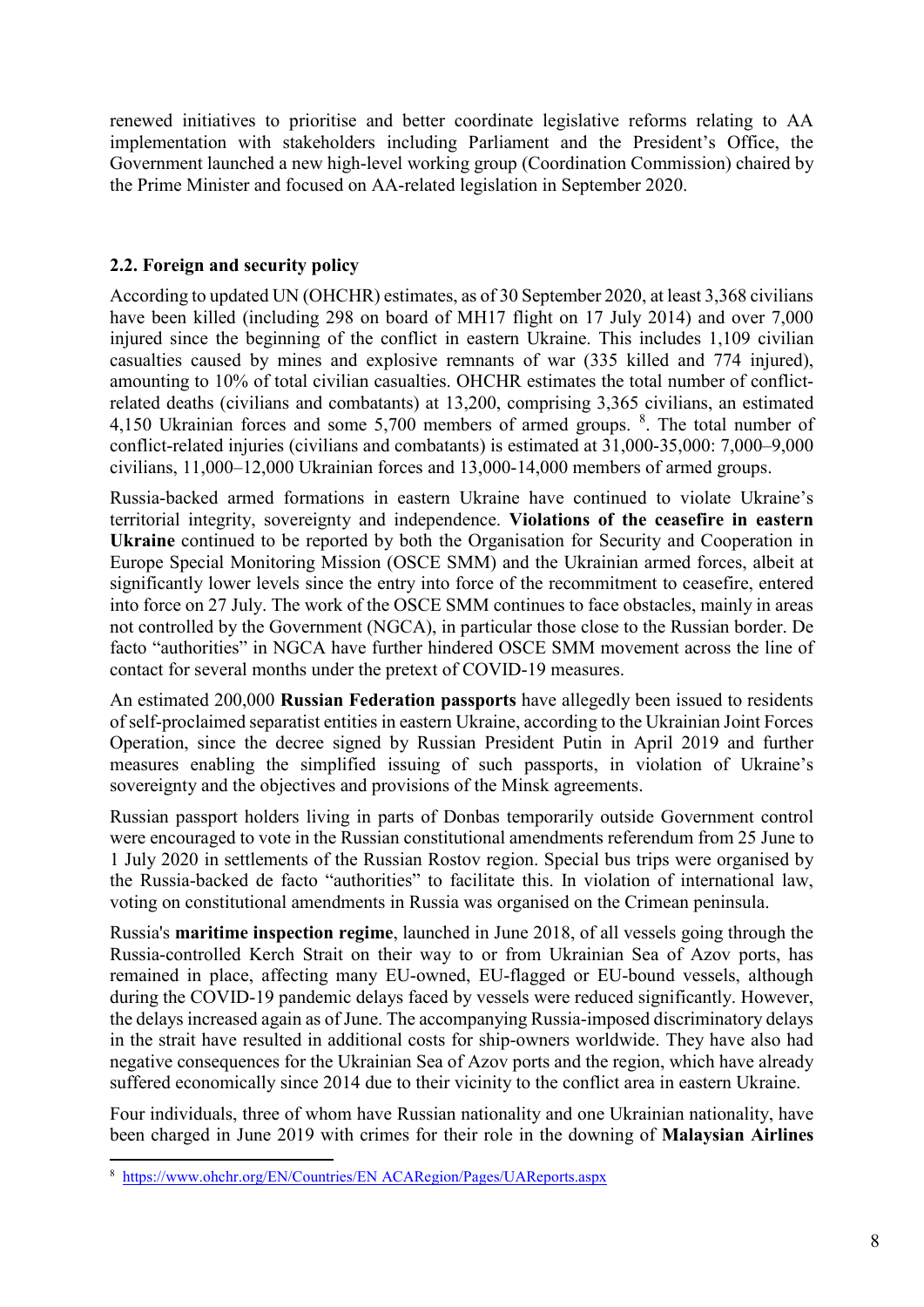renewed initiatives to prioritise and better coordinate legislative reforms relating to AA implementation with stakeholders including Parliament and the President's Office, the Government launched a new high-level working group (Coordination Commission) chaired by the Prime Minister and focused on AA-related legislation in September 2020.

## 2.2. Foreign and security policy

According to updated UN (OHCHR) estimates, as of 30 September 2020, at least 3,368 civilians have been killed (including 298 on board of MH17 flight on 17 July 2014) and over 7,000 injured since the beginning of the conflict in eastern Ukraine. This includes 1,109 civilian casualties caused by mines and explosive remnants of war (335 killed and 774 injured), amounting to 10% of total civilian casualties. OHCHR estimates the total number of conflict-related deaths (civilians and combatants) at 13,200, comprising 3,365 civilians, an estimated 4,150 Ukrainian forces and some 5,700 members of armed groups. [8]. The total number of conflict-related injuries (civilians and combatants) is estimated at 31,000-35,000: 7,000–9,000 civilians, 11,000–12,000 Ukrainian forces and 13,000-14,000 members of armed groups.

Russia-backed armed formations in eastern Ukraine have continued to violate Ukraine's territorial integrity, sovereignty and independence. **Violations of the ceasefire in eastern Ukraine** continued to be reported by both the Organisation for Security and Cooperation in Europe Special Monitoring Mission (OSCE SMM) and the Ukrainian armed forces, albeit at significantly lower levels since the entry into force of the recommitment to ceasefire, entered into force on 27 July. The work of the OSCE SMM continues to face obstacles, mainly in areas not controlled by the Government (NGCA), in particular those close to the Russian border. De facto "authorities" in NGCA have further hindered OSCE SMM movement across the line of contact for several months under the pretext of COVID-19 measures.

An estimated 200,000 **Russian Federation passports** have allegedly been issued to residents of self-proclaimed separatist entities in eastern Ukraine, according to the Ukrainian Joint Forces Operation, since the decree signed by Russian President Putin in April 2019 and further measures enabling the simplified issuing of such passports, in violation of Ukraine's sovereignty and the objectives and provisions of the Minsk agreements.

Russian passport holders living in parts of Donbas temporarily outside Government control were encouraged to vote in the Russian constitutional amendments referendum from 25 June to 1 July 2020 in settlements of the Russian Rostov region. Special bus trips were organised by the Russia-backed de facto "authorities" to facilitate this. In violation of international law, voting on constitutional amendments in Russia was organised on the Crimean peninsula.

Russia's **maritime inspection regime**, launched in June 2018, of all vessels going through the Russia-controlled Kerch Strait on their way to or from Ukrainian Sea of Azov ports, has remained in place, affecting many EU-owned, EU-flagged or EU-bound vessels, although during the COVID-19 pandemic delays faced by vessels were reduced significantly. However, the delays increased again as of June. The accompanying Russia-imposed discriminatory delays in the strait have resulted in additional costs for ship-owners worldwide. They have also had negative consequences for the Ukrainian Sea of Azov ports and the region, which have already suffered economically since 2014 due to their vicinity to the conflict area in eastern Ukraine.

Four individuals, three of whom have Russian nationality and one Ukrainian nationality, have been charged in June 2019 with crimes for their role in the downing of **Malaysian Airlines**

[8] https://www.ohchr.org/EN/Countries/EN ACARegion/Pages/UAReports.aspx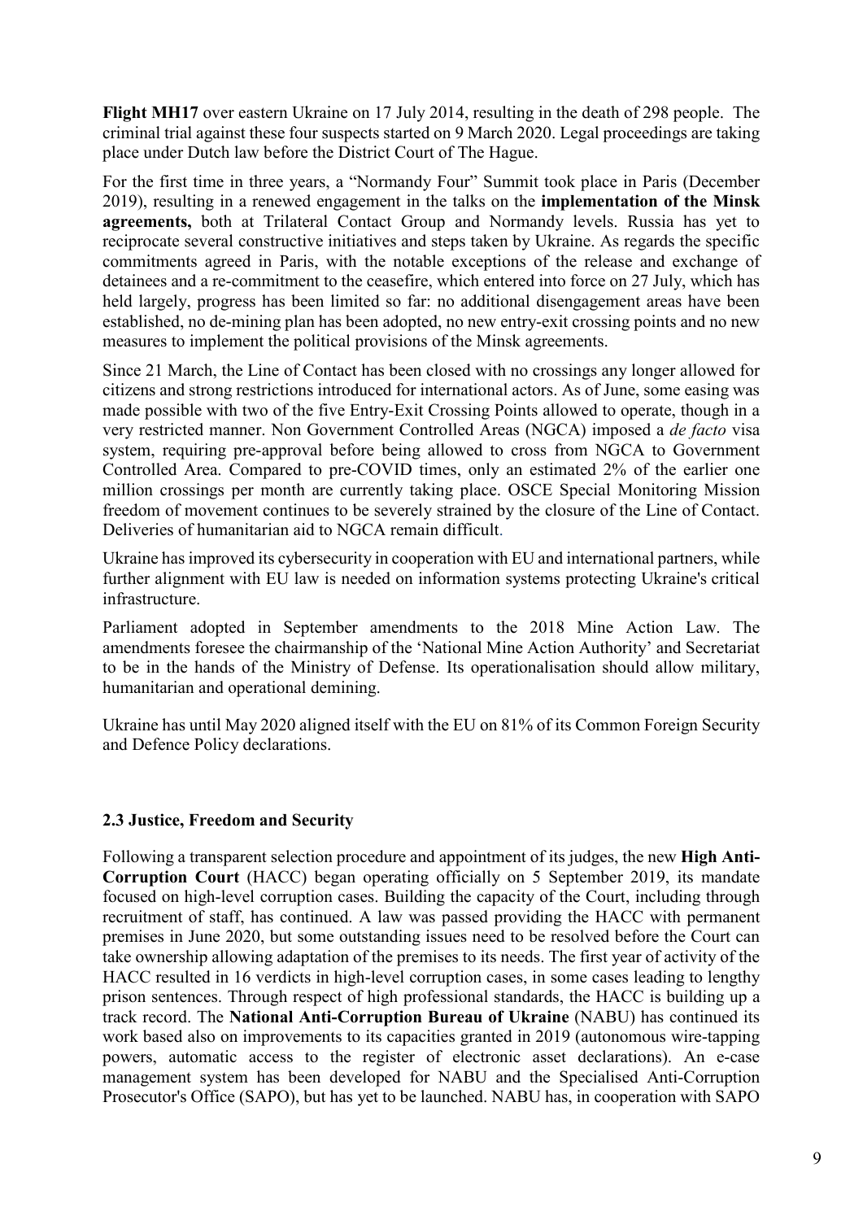**Flight MH17** over eastern Ukraine on 17 July 2014, resulting in the death of 298 people. The criminal trial against these four suspects started on 9 March 2020. Legal proceedings are taking place under Dutch law before the District Court of The Hague.

For the first time in three years, a "Normandy Four" Summit took place in Paris (December 2019), resulting in a renewed engagement in the talks on the **implementation of the Minsk agreements,** both at Trilateral Contact Group and Normandy levels. Russia has yet to reciprocate several constructive initiatives and steps taken by Ukraine. As regards the specific commitments agreed in Paris, with the notable exceptions of the release and exchange of detainees and a re-commitment to the ceasefire, which entered into force on 27 July, which has held largely, progress has been limited so far: no additional disengagement areas have been established, no de-mining plan has been adopted, no new entry-exit crossing points and no new measures to implement the political provisions of the Minsk agreements.

Since 21 March, the Line of Contact has been closed with no crossings any longer allowed for citizens and strong restrictions introduced for international actors. As of June, some easing was made possible with two of the five Entry-Exit Crossing Points allowed to operate, though in a very restricted manner. Non Government Controlled Areas (NGCA) imposed a *de facto* visa system, requiring pre-approval before being allowed to cross from NGCA to Government Controlled Area. Compared to pre-COVID times, only an estimated 2% of the earlier one million crossings per month are currently taking place. OSCE Special Monitoring Mission freedom of movement continues to be severely strained by the closure of the Line of Contact. Deliveries of humanitarian aid to NGCA remain difficult.

Ukraine has improved its cybersecurity in cooperation with EU and international partners, while further alignment with EU law is needed on information systems protecting Ukraine's critical infrastructure.

Parliament adopted in September amendments to the 2018 Mine Action Law. The amendments foresee the chairmanship of the 'National Mine Action Authority' and Secretariat to be in the hands of the Ministry of Defense. Its operationalisation should allow military, humanitarian and operational demining.

Ukraine has until May 2020 aligned itself with the EU on 81% of its Common Foreign Security and Defence Policy declarations.

### 2.3 Justice, Freedom and Security

Following a transparent selection procedure and appointment of its judges, the new **High Anti-Corruption Court** (HACC) began operating officially on 5 September 2019, its mandate focused on high-level corruption cases. Building the capacity of the Court, including through recruitment of staff, has continued. A law was passed providing the HACC with permanent premises in June 2020, but some outstanding issues need to be resolved before the Court can take ownership allowing adaptation of the premises to its needs. The first year of activity of the HACC resulted in 16 verdicts in high-level corruption cases, in some cases leading to lengthy prison sentences. Through respect of high professional standards, the HACC is building up a track record. The **National Anti-Corruption Bureau of Ukraine** (NABU) has continued its work based also on improvements to its capacities granted in 2019 (autonomous wire-tapping powers, automatic access to the register of electronic asset declarations). An e-case management system has been developed for NABU and the Specialised Anti-Corruption Prosecutor's Office (SAPO), but has yet to be launched. NABU has, in cooperation with SAPO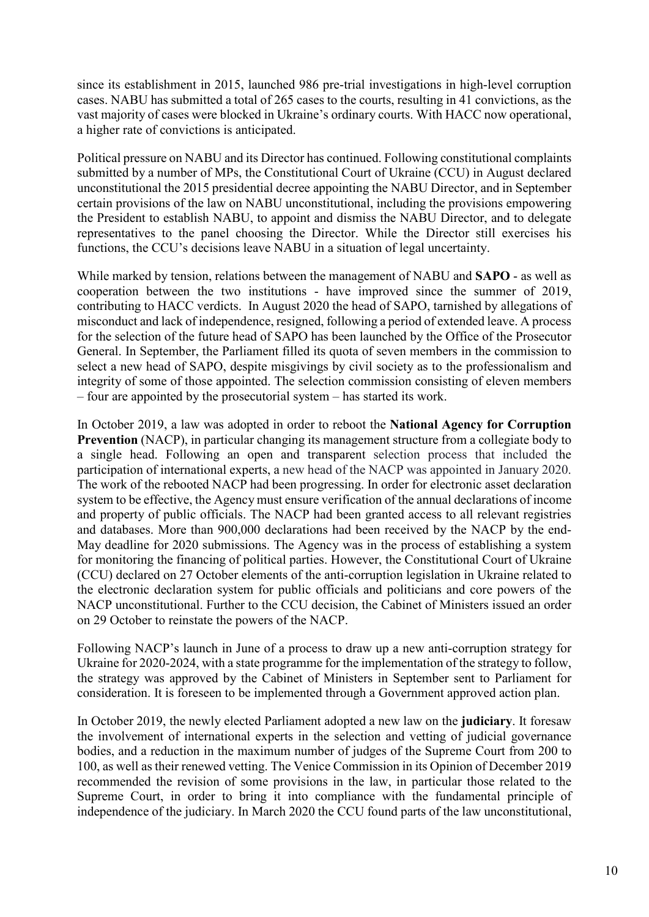since its establishment in 2015, launched 986 pre-trial investigations in high-level corruption cases. NABU has submitted a total of 265 cases to the courts, resulting in 41 convictions, as the vast majority of cases were blocked in Ukraine's ordinary courts. With HACC now operational, a higher rate of convictions is anticipated.

Political pressure on NABU and its Director has continued. Following constitutional complaints submitted by a number of MPs, the Constitutional Court of Ukraine (CCU) in August declared unconstitutional the 2015 presidential decree appointing the NABU Director, and in September certain provisions of the law on NABU unconstitutional, including the provisions empowering the President to establish NABU, to appoint and dismiss the NABU Director, and to delegate representatives to the panel choosing the Director. While the Director still exercises his functions, the CCU's decisions leave NABU in a situation of legal uncertainty.

While marked by tension, relations between the management of NABU and **SAPO** - as well as cooperation between the two institutions - have improved since the summer of 2019, contributing to HACC verdicts. In August 2020 the head of SAPO, tarnished by allegations of misconduct and lack of independence, resigned, following a period of extended leave. A process for the selection of the future head of SAPO has been launched by the Office of the Prosecutor General. In September, the Parliament filled its quota of seven members in the commission to select a new head of SAPO, despite misgivings by civil society as to the professionalism and integrity of some of those appointed. The selection commission consisting of eleven members – four are appointed by the prosecutorial system – has started its work.

In October 2019, a law was adopted in order to reboot the **National Agency for Corruption Prevention** (NACP), in particular changing its management structure from a collegiate body to a single head. Following an open and transparent selection process that included the participation of international experts, a new head of the NACP was appointed in January 2020. The work of the rebooted NACP had been progressing. In order for electronic asset declaration system to be effective, the Agency must ensure verification of the annual declarations of income and property of public officials. The NACP had been granted access to all relevant registries and databases. More than 900,000 declarations had been received by the NACP by the end-May deadline for 2020 submissions. The Agency was in the process of establishing a system for monitoring the financing of political parties. However, the Constitutional Court of Ukraine (CCU) declared on 27 October elements of the anti-corruption legislation in Ukraine related to the electronic declaration system for public officials and politicians and core powers of the NACP unconstitutional. Further to the CCU decision, the Cabinet of Ministers issued an order on 29 October to reinstate the powers of the NACP.

Following NACP's launch in June of a process to draw up a new anti-corruption strategy for Ukraine for 2020-2024, with a state programme for the implementation of the strategy to follow, the strategy was approved by the Cabinet of Ministers in September sent to Parliament for consideration. It is foreseen to be implemented through a Government approved action plan.

In October 2019, the newly elected Parliament adopted a new law on the **judiciary**. It foresaw the involvement of international experts in the selection and vetting of judicial governance bodies, and a reduction in the maximum number of judges of the Supreme Court from 200 to 100, as well as their renewed vetting. The Venice Commission in its Opinion of December 2019 recommended the revision of some provisions in the law, in particular those related to the Supreme Court, in order to bring it into compliance with the fundamental principle of independence of the judiciary. In March 2020 the CCU found parts of the law unconstitutional,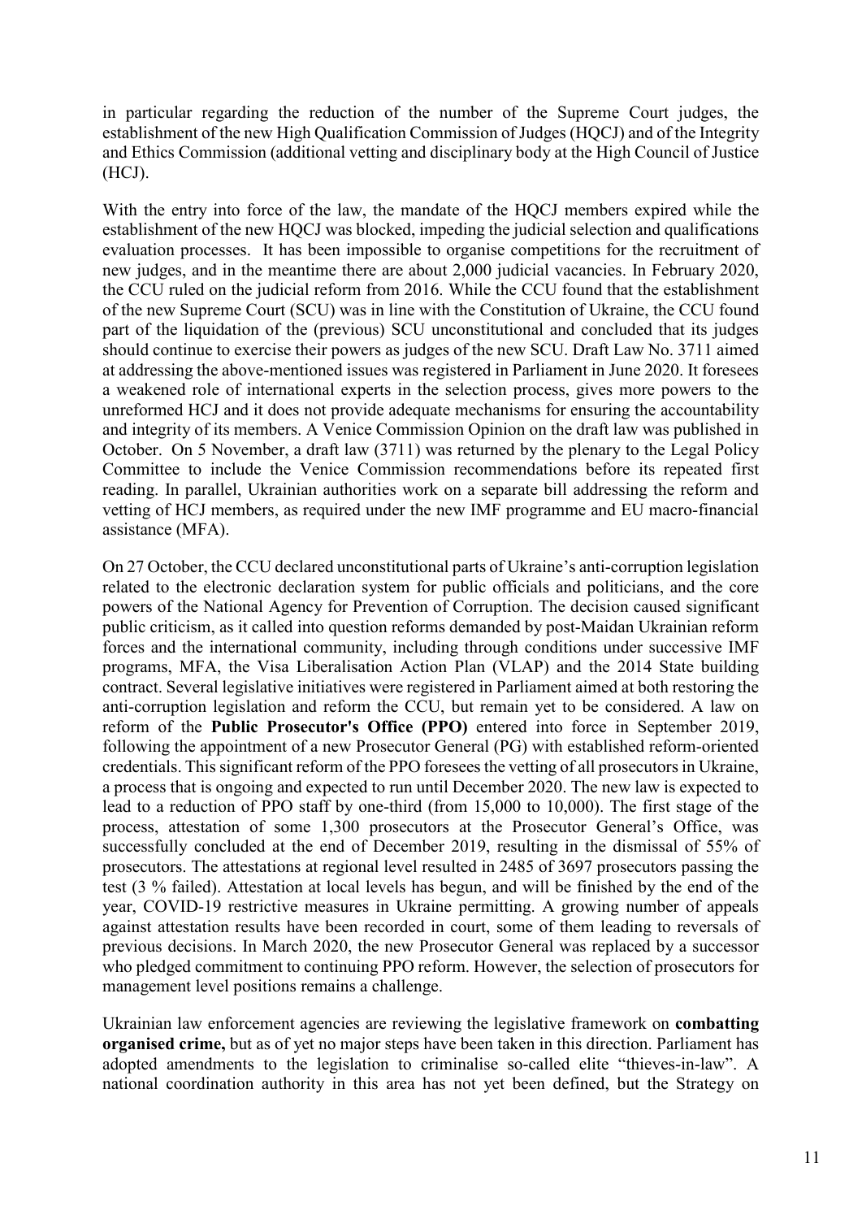in particular regarding the reduction of the number of the Supreme Court judges, the establishment of the new High Qualification Commission of Judges (HQCJ) and of the Integrity and Ethics Commission (additional vetting and disciplinary body at the High Council of Justice (HCJ).

With the entry into force of the law, the mandate of the HQCJ members expired while the establishment of the new HQCJ was blocked, impeding the judicial selection and qualifications evaluation processes. It has been impossible to organise competitions for the recruitment of new judges, and in the meantime there are about 2,000 judicial vacancies. In February 2020, the CCU ruled on the judicial reform from 2016. While the CCU found that the establishment of the new Supreme Court (SCU) was in line with the Constitution of Ukraine, the CCU found part of the liquidation of the (previous) SCU unconstitutional and concluded that its judges should continue to exercise their powers as judges of the new SCU. Draft Law No. 3711 aimed at addressing the above-mentioned issues was registered in Parliament in June 2020. It foresees a weakened role of international experts in the selection process, gives more powers to the unreformed HCJ and it does not provide adequate mechanisms for ensuring the accountability and integrity of its members. A Venice Commission Opinion on the draft law was published in October. On 5 November, a draft law (3711) was returned by the plenary to the Legal Policy Committee to include the Venice Commission recommendations before its repeated first reading. In parallel, Ukrainian authorities work on a separate bill addressing the reform and vetting of HCJ members, as required under the new IMF programme and EU macro-financial assistance (MFA).

On 27 October, the CCU declared unconstitutional parts of Ukraine's anti-corruption legislation related to the electronic declaration system for public officials and politicians, and the core powers of the National Agency for Prevention of Corruption. The decision caused significant public criticism, as it called into question reforms demanded by post-Maidan Ukrainian reform forces and the international community, including through conditions under successive IMF programs, MFA, the Visa Liberalisation Action Plan (VLAP) and the 2014 State building contract. Several legislative initiatives were registered in Parliament aimed at both restoring the anti-corruption legislation and reform the CCU, but remain yet to be considered. A law on reform of the **Public Prosecutor's Office (PPO)** entered into force in September 2019, following the appointment of a new Prosecutor General (PG) with established reform-oriented credentials. This significant reform of the PPO foresees the vetting of all prosecutors in Ukraine, a process that is ongoing and expected to run until December 2020. The new law is expected to lead to a reduction of PPO staff by one-third (from 15,000 to 10,000). The first stage of the process, attestation of some 1,300 prosecutors at the Prosecutor General's Office, was successfully concluded at the end of December 2019, resulting in the dismissal of 55% of prosecutors. The attestations at regional level resulted in 2485 of 3697 prosecutors passing the test (3 % failed). Attestation at local levels has begun, and will be finished by the end of the year, COVID-19 restrictive measures in Ukraine permitting. A growing number of appeals against attestation results have been recorded in court, some of them leading to reversals of previous decisions. In March 2020, the new Prosecutor General was replaced by a successor who pledged commitment to continuing PPO reform. However, the selection of prosecutors for management level positions remains a challenge.

Ukrainian law enforcement agencies are reviewing the legislative framework on **combatting organised crime,** but as of yet no major steps have been taken in this direction. Parliament has adopted amendments to the legislation to criminalise so-called elite "thieves-in-law". A national coordination authority in this area has not yet been defined, but the Strategy on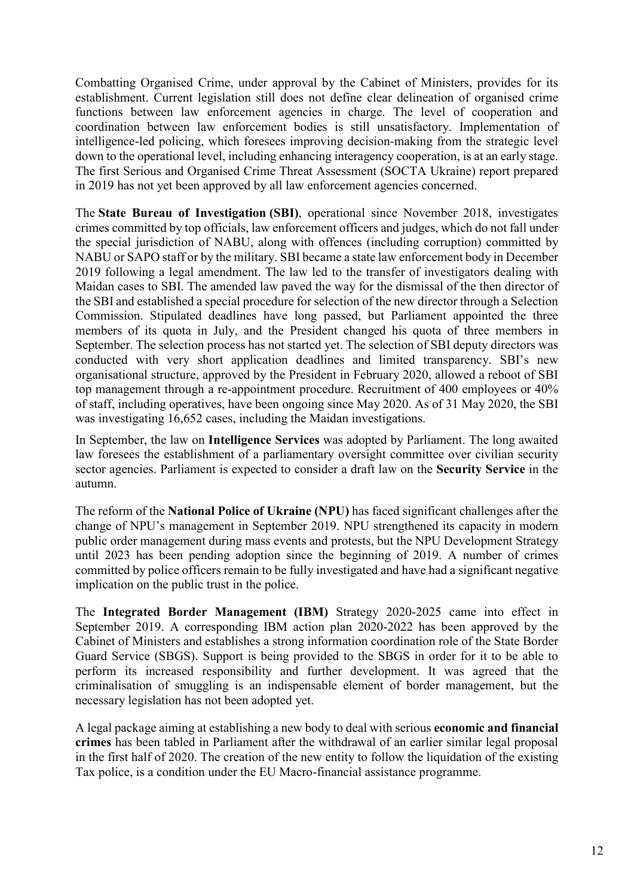Combatting Organised Crime, under approval by the Cabinet of Ministers, provides for its establishment. Current legislation still does not define clear delineation of organised crime functions between law enforcement agencies in charge. The level of cooperation and coordination between law enforcement bodies is still unsatisfactory. Implementation of intelligence-led policing, which foresees improving decision-making from the strategic level down to the operational level, including enhancing interagency cooperation, is at an early stage. The first Serious and Organised Crime Threat Assessment (SOCTA Ukraine) report prepared in 2019 has not yet been approved by all law enforcement agencies concerned.

The **State Bureau of Investigation (SBI)**, operational since November 2018, investigates crimes committed by top officials, law enforcement officers and judges, which do not fall under the special jurisdiction of NABU, along with offences (including corruption) committed by NABU or SAPO staff or by the military. SBI became a state law enforcement body in December 2019 following a legal amendment. The law led to the transfer of investigators dealing with Maidan cases to SBI. The amended law paved the way for the dismissal of the then director of the SBI and established a special procedure for selection of the new director through a Selection Commission. Stipulated deadlines have long passed, but Parliament appointed the three members of its quota in July, and the President changed his quota of three members in September. The selection process has not started yet. The selection of SBI deputy directors was conducted with very short application deadlines and limited transparency. SBI's new organisational structure, approved by the President in February 2020, allowed a reboot of SBI top management through a re-appointment procedure. Recruitment of 400 employees or 40% of staff, including operatives, have been ongoing since May 2020. As of 31 May 2020, the SBI was investigating 16,652 cases, including the Maidan investigations.

In September, the law on **Intelligence Services** was adopted by Parliament. The long awaited law foresees the establishment of a parliamentary oversight committee over civilian security sector agencies. Parliament is expected to consider a draft law on the **Security Service** in the autumn.

The reform of the **National Police of Ukraine (NPU)** has faced significant challenges after the change of NPU's management in September 2019. NPU strengthened its capacity in modern public order management during mass events and protests, but the NPU Development Strategy until 2023 has been pending adoption since the beginning of 2019. A number of crimes committed by police officers remain to be fully investigated and have had a significant negative implication on the public trust in the police.

The **Integrated Border Management (IBM)** Strategy 2020-2025 came into effect in September 2019. A corresponding IBM action plan 2020-2022 has been approved by the Cabinet of Ministers and establishes a strong information coordination role of the State Border Guard Service (SBGS). Support is being provided to the SBGS in order for it to be able to perform its increased responsibility and further development. It was agreed that the criminalisation of smuggling is an indispensable element of border management, but the necessary legislation has not been adopted yet.

A legal package aiming at establishing a new body to deal with serious **economic and financial crimes** has been tabled in Parliament after the withdrawal of an earlier similar legal proposal in the first half of 2020. The creation of the new entity to follow the liquidation of the existing Tax police, is a condition under the EU Macro-financial assistance programme.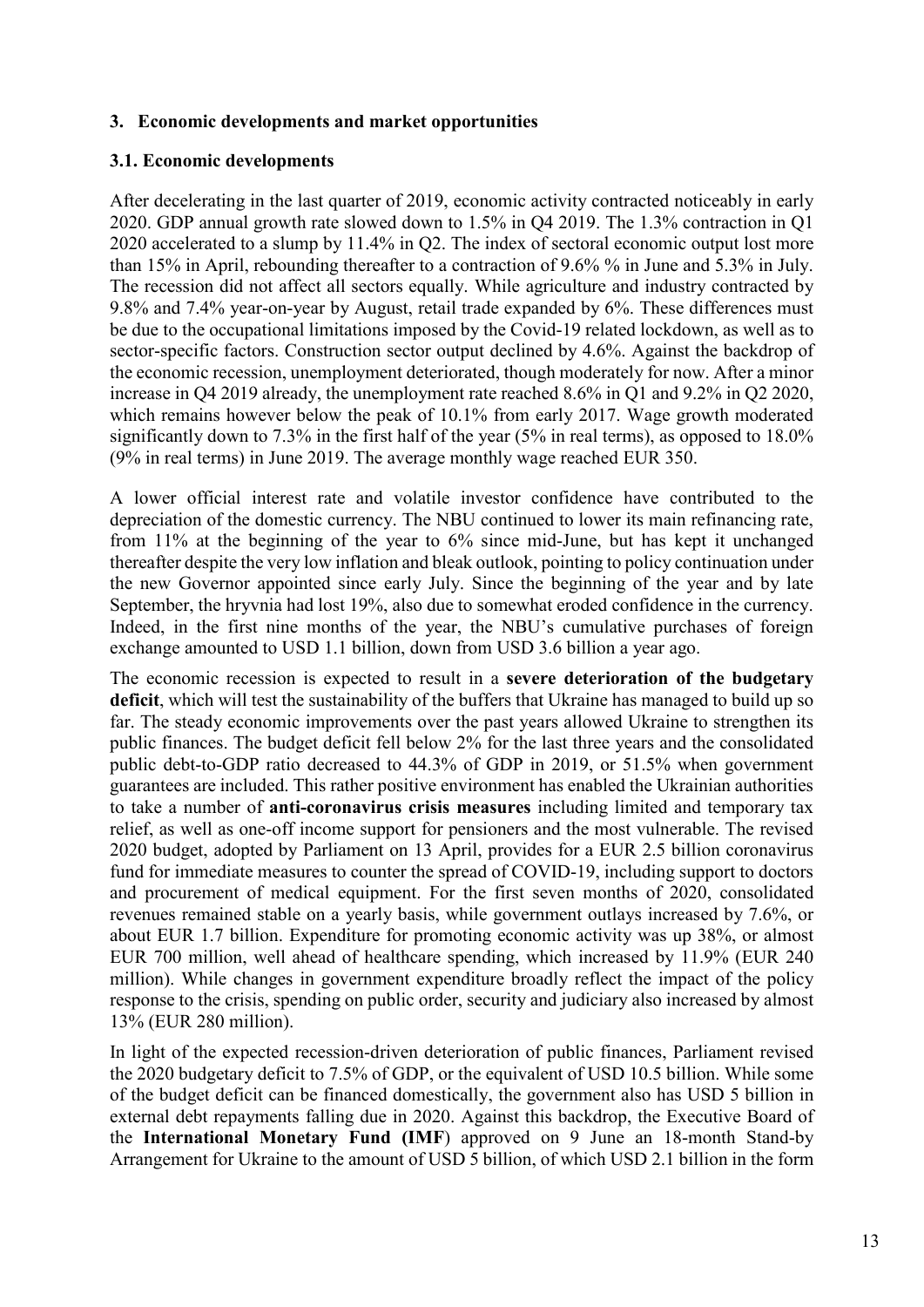## 3. Economic developments and market opportunities

### 3.1. Economic developments

After decelerating in the last quarter of 2019, economic activity contracted noticeably in early 2020. GDP annual growth rate slowed down to 1.5% in Q4 2019. The 1.3% contraction in Q1 2020 accelerated to a slump by 11.4% in Q2. The index of sectoral economic output lost more than 15% in April, rebounding thereafter to a contraction of 9.6% % in June and 5.3% in July. The recession did not affect all sectors equally. While agriculture and industry contracted by 9.8% and 7.4% year-on-year by August, retail trade expanded by 6%. These differences must be due to the occupational limitations imposed by the Covid-19 related lockdown, as well as to sector-specific factors. Construction sector output declined by 4.6%. Against the backdrop of the economic recession, unemployment deteriorated, though moderately for now. After a minor increase in Q4 2019 already, the unemployment rate reached 8.6% in Q1 and 9.2% in Q2 2020, which remains however below the peak of 10.1% from early 2017. Wage growth moderated significantly down to 7.3% in the first half of the year (5% in real terms), as opposed to 18.0% (9% in real terms) in June 2019. The average monthly wage reached EUR 350.

A lower official interest rate and volatile investor confidence have contributed to the depreciation of the domestic currency. The NBU continued to lower its main refinancing rate, from 11% at the beginning of the year to 6% since mid-June, but has kept it unchanged thereafter despite the very low inflation and bleak outlook, pointing to policy continuation under the new Governor appointed since early July. Since the beginning of the year and by late September, the hryvnia had lost 19%, also due to somewhat eroded confidence in the currency. Indeed, in the first nine months of the year, the NBU's cumulative purchases of foreign exchange amounted to USD 1.1 billion, down from USD 3.6 billion a year ago.

The economic recession is expected to result in a **severe deterioration of the budgetary deficit**, which will test the sustainability of the buffers that Ukraine has managed to build up so far. The steady economic improvements over the past years allowed Ukraine to strengthen its public finances. The budget deficit fell below 2% for the last three years and the consolidated public debt-to-GDP ratio decreased to 44.3% of GDP in 2019, or 51.5% when government guarantees are included. This rather positive environment has enabled the Ukrainian authorities to take a number of **anti-coronavirus crisis measures** including limited and temporary tax relief, as well as one-off income support for pensioners and the most vulnerable. The revised 2020 budget, adopted by Parliament on 13 April, provides for a EUR 2.5 billion coronavirus fund for immediate measures to counter the spread of COVID-19, including support to doctors and procurement of medical equipment. For the first seven months of 2020, consolidated revenues remained stable on a yearly basis, while government outlays increased by 7.6%, or about EUR 1.7 billion. Expenditure for promoting economic activity was up 38%, or almost EUR 700 million, well ahead of healthcare spending, which increased by 11.9% (EUR 240 million). While changes in government expenditure broadly reflect the impact of the policy response to the crisis, spending on public order, security and judiciary also increased by almost 13% (EUR 280 million).

In light of the expected recession-driven deterioration of public finances, Parliament revised the 2020 budgetary deficit to 7.5% of GDP, or the equivalent of USD 10.5 billion. While some of the budget deficit can be financed domestically, the government also has USD 5 billion in external debt repayments falling due in 2020. Against this backdrop, the Executive Board of the **International Monetary Fund (IMF**) approved on 9 June an 18-month Stand-by Arrangement for Ukraine to the amount of USD 5 billion, of which USD 2.1 billion in the form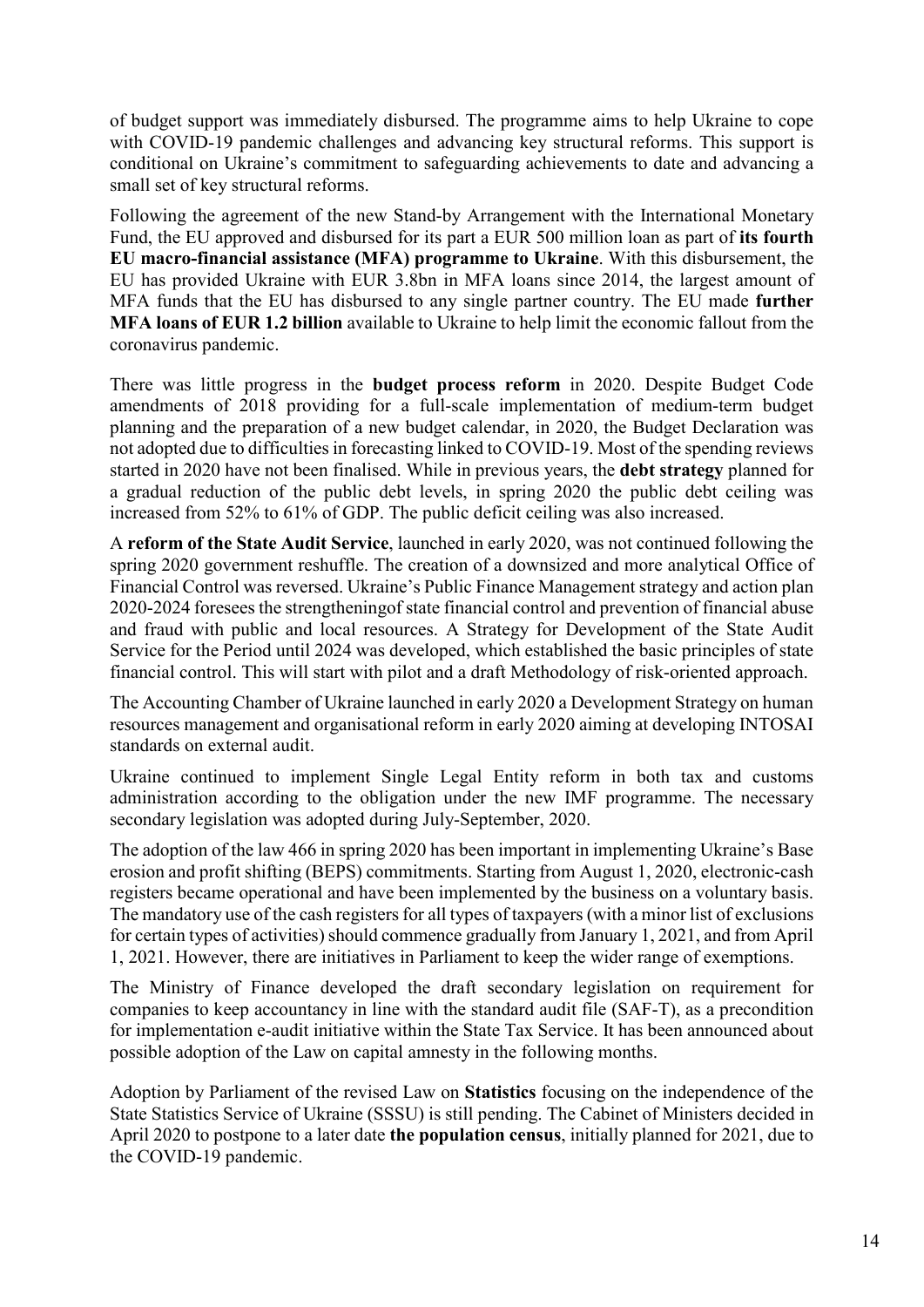of budget support was immediately disbursed. The programme aims to help Ukraine to cope with COVID-19 pandemic challenges and advancing key structural reforms. This support is conditional on Ukraine's commitment to safeguarding achievements to date and advancing a small set of key structural reforms.

Following the agreement of the new Stand-by Arrangement with the International Monetary Fund, the EU approved and disbursed for its part a EUR 500 million loan as part of **its fourth EU macro-financial assistance (MFA) programme to Ukraine**. With this disbursement, the EU has provided Ukraine with EUR 3.8bn in MFA loans since 2014, the largest amount of MFA funds that the EU has disbursed to any single partner country. The EU made **further MFA loans of EUR 1.2 billion** available to Ukraine to help limit the economic fallout from the coronavirus pandemic.

There was little progress in the **budget process reform** in 2020. Despite Budget Code amendments of 2018 providing for a full-scale implementation of medium-term budget planning and the preparation of a new budget calendar, in 2020, the Budget Declaration was not adopted due to difficulties in forecasting linked to COVID-19. Most of the spending reviews started in 2020 have not been finalised. While in previous years, the **debt strategy** planned for a gradual reduction of the public debt levels, in spring 2020 the public debt ceiling was increased from 52% to 61% of GDP. The public deficit ceiling was also increased.

A **reform of the State Audit Service**, launched in early 2020, was not continued following the spring 2020 government reshuffle. The creation of a downsized and more analytical Office of Financial Control was reversed. Ukraine's Public Finance Management strategy and action plan 2020-2024 foresees the strengtheningof state financial control and prevention of financial abuse and fraud with public and local resources. A Strategy for Development of the State Audit Service for the Period until 2024 was developed, which established the basic principles of state financial control. This will start with pilot and a draft Methodology of risk-oriented approach.

The Accounting Chamber of Ukraine launched in early 2020 a Development Strategy on human resources management and organisational reform in early 2020 aiming at developing INTOSAI standards on external audit.

Ukraine continued to implement Single Legal Entity reform in both tax and customs administration according to the obligation under the new IMF programme. The necessary secondary legislation was adopted during July-September, 2020.

The adoption of the law 466 in spring 2020 has been important in implementing Ukraine's Base erosion and profit shifting (BEPS) commitments. Starting from August 1, 2020, electronic-cash registers became operational and have been implemented by the business on a voluntary basis. The mandatory use of the cash registers for all types of taxpayers (with a minor list of exclusions for certain types of activities) should commence gradually from January 1, 2021, and from April 1, 2021. However, there are initiatives in Parliament to keep the wider range of exemptions.

The Ministry of Finance developed the draft secondary legislation on requirement for companies to keep accountancy in line with the standard audit file (SAF-T), as a precondition for implementation e-audit initiative within the State Tax Service. It has been announced about possible adoption of the Law on capital amnesty in the following months.

Adoption by Parliament of the revised Law on **Statistics** focusing on the independence of the State Statistics Service of Ukraine (SSSU) is still pending. The Cabinet of Ministers decided in April 2020 to postpone to a later date **the population census**, initially planned for 2021, due to the COVID-19 pandemic.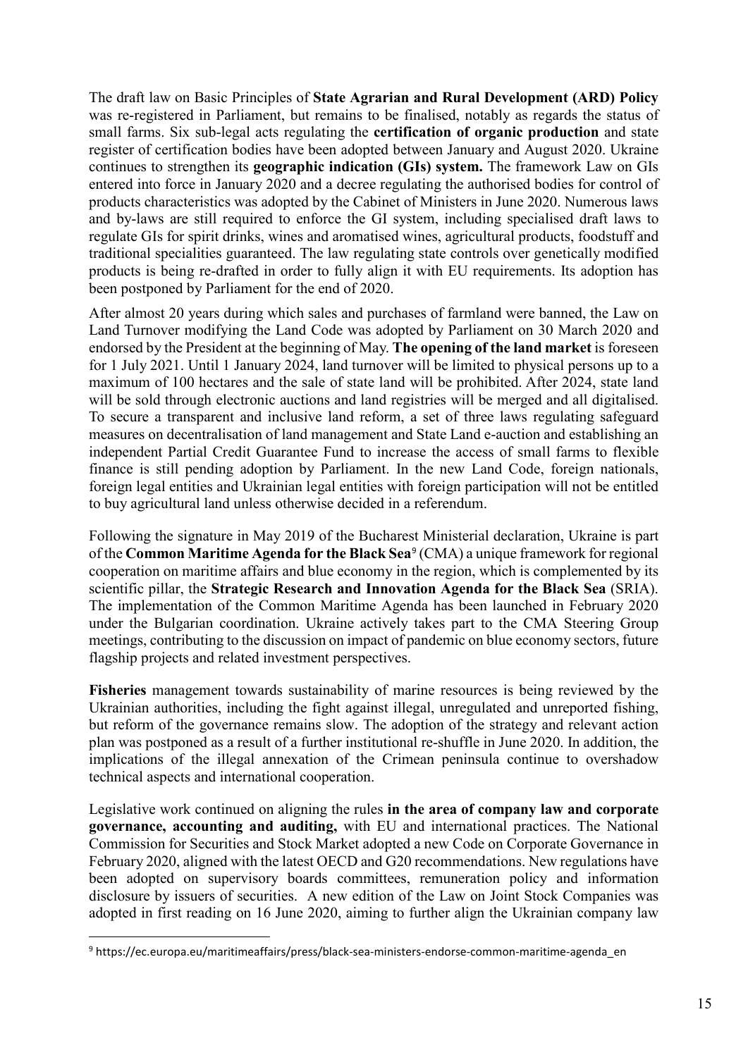The draft law on Basic Principles of **State Agrarian and Rural Development (ARD) Policy** was re-registered in Parliament, but remains to be finalised, notably as regards the status of small farms. Six sub-legal acts regulating the **certification of organic production** and state register of certification bodies have been adopted between January and August 2020. Ukraine continues to strengthen its **geographic indication (GIs) system.** The framework Law on GIs entered into force in January 2020 and a decree regulating the authorised bodies for control of products characteristics was adopted by the Cabinet of Ministers in June 2020. Numerous laws and by-laws are still required to enforce the GI system, including specialised draft laws to regulate GIs for spirit drinks, wines and aromatised wines, agricultural products, foodstuff and traditional specialities guaranteed. The law regulating state controls over genetically modified products is being re-drafted in order to fully align it with EU requirements. Its adoption has been postponed by Parliament for the end of 2020.

After almost 20 years during which sales and purchases of farmland were banned, the Law on Land Turnover modifying the Land Code was adopted by Parliament on 30 March 2020 and endorsed by the President at the beginning of May. **The opening of the land market** is foreseen for 1 July 2021. Until 1 January 2024, land turnover will be limited to physical persons up to a maximum of 100 hectares and the sale of state land will be prohibited. After 2024, state land will be sold through electronic auctions and land registries will be merged and all digitalised. To secure a transparent and inclusive land reform, a set of three laws regulating safeguard measures on decentralisation of land management and State Land e-auction and establishing an independent Partial Credit Guarantee Fund to increase the access of small farms to flexible finance is still pending adoption by Parliament. In the new Land Code, foreign nationals, foreign legal entities and Ukrainian legal entities with foreign participation will not be entitled to buy agricultural land unless otherwise decided in a referendum.

Following the signature in May 2019 of the Bucharest Ministerial declaration, Ukraine is part of the **Common Maritime Agenda for the Black Sea**[9] (CMA) a unique framework for regional cooperation on maritime affairs and blue economy in the region, which is complemented by its scientific pillar, the **Strategic Research and Innovation Agenda for the Black Sea** (SRIA). The implementation of the Common Maritime Agenda has been launched in February 2020 under the Bulgarian coordination. Ukraine actively takes part to the CMA Steering Group meetings, contributing to the discussion on impact of pandemic on blue economy sectors, future flagship projects and related investment perspectives.

**Fisheries** management towards sustainability of marine resources is being reviewed by the Ukrainian authorities, including the fight against illegal, unregulated and unreported fishing, but reform of the governance remains slow. The adoption of the strategy and relevant action plan was postponed as a result of a further institutional re-shuffle in June 2020. In addition, the implications of the illegal annexation of the Crimean peninsula continue to overshadow technical aspects and international cooperation.

Legislative work continued on aligning the rules **in the area of company law and corporate governance, accounting and auditing,** with EU and international practices. The National Commission for Securities and Stock Market adopted a new Code on Corporate Governance in February 2020, aligned with the latest OECD and G20 recommendations. New regulations have been adopted on supervisory boards committees, remuneration policy and information disclosure by issuers of securities. A new edition of the Law on Joint Stock Companies was adopted in first reading on 16 June 2020, aiming to further align the Ukrainian company law

[9] https://ec.europa.eu/maritimeaffairs/press/black-sea-ministers-endorse-common-maritime-agenda_en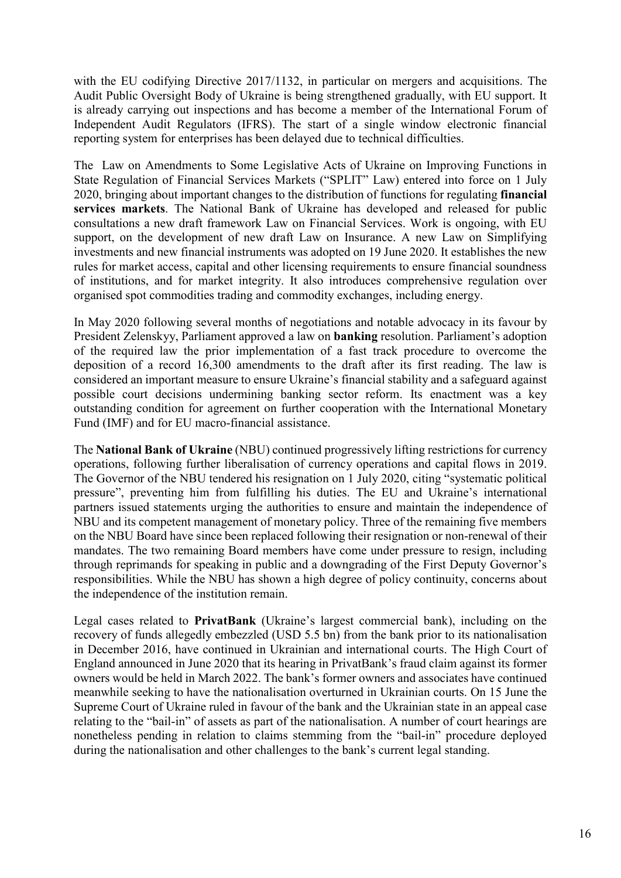with the EU codifying Directive 2017/1132, in particular on mergers and acquisitions. The Audit Public Oversight Body of Ukraine is being strengthened gradually, with EU support. It is already carrying out inspections and has become a member of the International Forum of Independent Audit Regulators (IFRS). The start of a single window electronic financial reporting system for enterprises has been delayed due to technical difficulties.

The Law on Amendments to Some Legislative Acts of Ukraine on Improving Functions in State Regulation of Financial Services Markets ("SPLIT" Law) entered into force on 1 July 2020, bringing about important changes to the distribution of functions for regulating **financial services markets**. The National Bank of Ukraine has developed and released for public consultations a new draft framework Law on Financial Services. Work is ongoing, with EU support, on the development of new draft Law on Insurance. A new Law on Simplifying investments and new financial instruments was adopted on 19 June 2020. It establishes the new rules for market access, capital and other licensing requirements to ensure financial soundness of institutions, and for market integrity. It also introduces comprehensive regulation over organised spot commodities trading and commodity exchanges, including energy.

In May 2020 following several months of negotiations and notable advocacy in its favour by President Zelenskyy, Parliament approved a law on **banking** resolution. Parliament's adoption of the required law the prior implementation of a fast track procedure to overcome the deposition of a record 16,300 amendments to the draft after its first reading. The law is considered an important measure to ensure Ukraine's financial stability and a safeguard against possible court decisions undermining banking sector reform. Its enactment was a key outstanding condition for agreement on further cooperation with the International Monetary Fund (IMF) and for EU macro-financial assistance.

The **National Bank of Ukraine** (NBU) continued progressively lifting restrictions for currency operations, following further liberalisation of currency operations and capital flows in 2019. The Governor of the NBU tendered his resignation on 1 July 2020, citing "systematic political pressure", preventing him from fulfilling his duties. The EU and Ukraine's international partners issued statements urging the authorities to ensure and maintain the independence of NBU and its competent management of monetary policy. Three of the remaining five members on the NBU Board have since been replaced following their resignation or non-renewal of their mandates. The two remaining Board members have come under pressure to resign, including through reprimands for speaking in public and a downgrading of the First Deputy Governor's responsibilities. While the NBU has shown a high degree of policy continuity, concerns about the independence of the institution remain.

Legal cases related to **PrivatBank** (Ukraine's largest commercial bank), including on the recovery of funds allegedly embezzled (USD 5.5 bn) from the bank prior to its nationalisation in December 2016, have continued in Ukrainian and international courts. The High Court of England announced in June 2020 that its hearing in PrivatBank's fraud claim against its former owners would be held in March 2022. The bank's former owners and associates have continued meanwhile seeking to have the nationalisation overturned in Ukrainian courts. On 15 June the Supreme Court of Ukraine ruled in favour of the bank and the Ukrainian state in an appeal case relating to the "bail-in" of assets as part of the nationalisation. A number of court hearings are nonetheless pending in relation to claims stemming from the "bail-in" procedure deployed during the nationalisation and other challenges to the bank's current legal standing.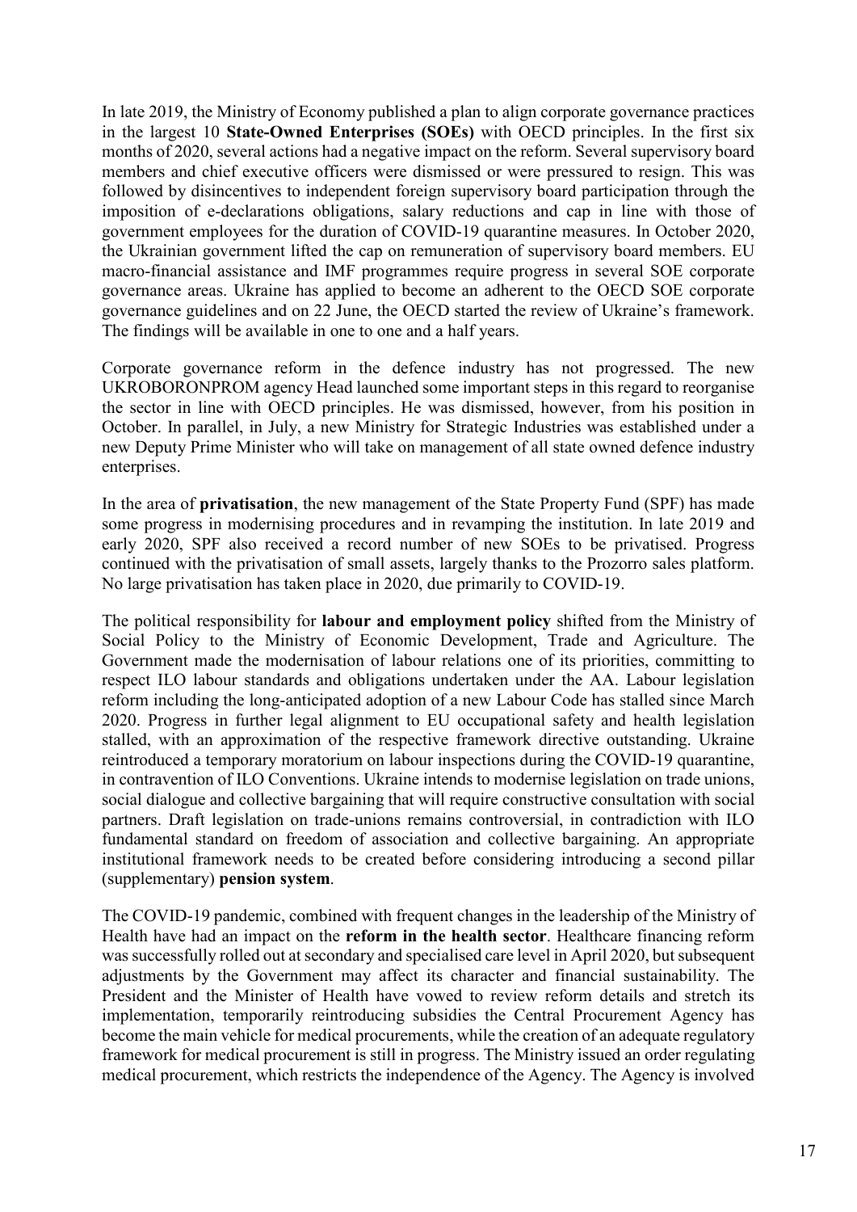In late 2019, the Ministry of Economy published a plan to align corporate governance practices in the largest 10 **State-Owned Enterprises (SOEs)** with OECD principles. In the first six months of 2020, several actions had a negative impact on the reform. Several supervisory board members and chief executive officers were dismissed or were pressured to resign. This was followed by disincentives to independent foreign supervisory board participation through the imposition of e-declarations obligations, salary reductions and cap in line with those of government employees for the duration of COVID-19 quarantine measures. In October 2020, the Ukrainian government lifted the cap on remuneration of supervisory board members. EU macro-financial assistance and IMF programmes require progress in several SOE corporate governance areas. Ukraine has applied to become an adherent to the OECD SOE corporate governance guidelines and on 22 June, the OECD started the review of Ukraine's framework. The findings will be available in one to one and a half years.

Corporate governance reform in the defence industry has not progressed. The new UKROBORONPROM agency Head launched some important steps in this regard to reorganise the sector in line with OECD principles. He was dismissed, however, from his position in October. In parallel, in July, a new Ministry for Strategic Industries was established under a new Deputy Prime Minister who will take on management of all state owned defence industry enterprises.

In the area of **privatisation**, the new management of the State Property Fund (SPF) has made some progress in modernising procedures and in revamping the institution. In late 2019 and early 2020, SPF also received a record number of new SOEs to be privatised. Progress continued with the privatisation of small assets, largely thanks to the Prozorro sales platform. No large privatisation has taken place in 2020, due primarily to COVID-19.

The political responsibility for **labour and employment policy** shifted from the Ministry of Social Policy to the Ministry of Economic Development, Trade and Agriculture. The Government made the modernisation of labour relations one of its priorities, committing to respect ILO labour standards and obligations undertaken under the AA. Labour legislation reform including the long-anticipated adoption of a new Labour Code has stalled since March 2020. Progress in further legal alignment to EU occupational safety and health legislation stalled, with an approximation of the respective framework directive outstanding. Ukraine reintroduced a temporary moratorium on labour inspections during the COVID-19 quarantine, in contravention of ILO Conventions. Ukraine intends to modernise legislation on trade unions, social dialogue and collective bargaining that will require constructive consultation with social partners. Draft legislation on trade-unions remains controversial, in contradiction with ILO fundamental standard on freedom of association and collective bargaining. An appropriate institutional framework needs to be created before considering introducing a second pillar (supplementary) **pension system**.

The COVID-19 pandemic, combined with frequent changes in the leadership of the Ministry of Health have had an impact on the **reform in the health sector**. Healthcare financing reform was successfully rolled out at secondary and specialised care level in April 2020, but subsequent adjustments by the Government may affect its character and financial sustainability. The President and the Minister of Health have vowed to review reform details and stretch its implementation, temporarily reintroducing subsidies the Central Procurement Agency has become the main vehicle for medical procurements, while the creation of an adequate regulatory framework for medical procurement is still in progress. The Ministry issued an order regulating medical procurement, which restricts the independence of the Agency. The Agency is involved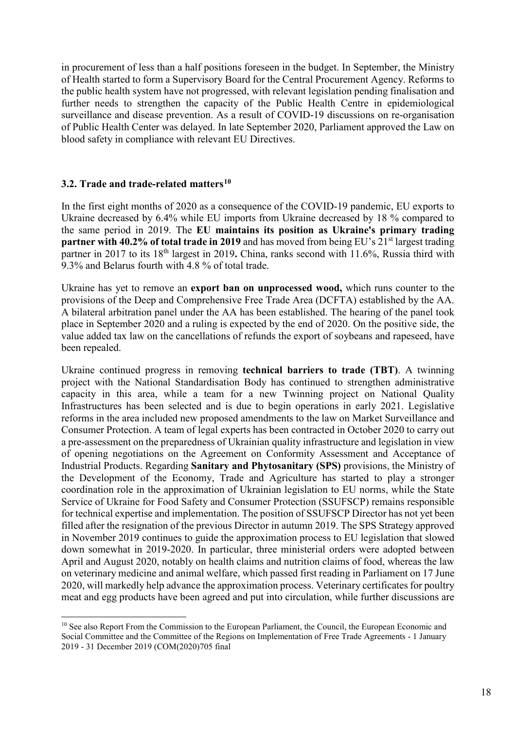in procurement of less than a half positions foreseen in the budget. In September, the Ministry of Health started to form a Supervisory Board for the Central Procurement Agency. Reforms to the public health system have not progressed, with relevant legislation pending finalisation and further needs to strengthen the capacity of the Public Health Centre in epidemiological surveillance and disease prevention. As a result of COVID-19 discussions on re-organisation of Public Health Center was delayed. In late September 2020, Parliament approved the Law on blood safety in compliance with relevant EU Directives.

### 3.2. Trade and trade-related matters[10]

In the first eight months of 2020 as a consequence of the COVID-19 pandemic, EU exports to Ukraine decreased by 6.4% while EU imports from Ukraine decreased by 18 % compared to the same period in 2019. The **EU maintains its position as Ukraine's primary trading partner with 40.2% of total trade in 2019** and has moved from being EU's 21st largest trading partner in 2017 to its 18th largest in 2019**.** China, ranks second with 11.6%, Russia third with 9.3% and Belarus fourth with 4.8 % of total trade.

Ukraine has yet to remove an **export ban on unprocessed wood,** which runs counter to the provisions of the Deep and Comprehensive Free Trade Area (DCFTA) established by the AA. A bilateral arbitration panel under the AA has been established. The hearing of the panel took place in September 2020 and a ruling is expected by the end of 2020. On the positive side, the value added tax law on the cancellations of refunds the export of soybeans and rapeseed, have been repealed.

Ukraine continued progress in removing **technical barriers to trade (TBT)**. A twinning project with the National Standardisation Body has continued to strengthen administrative capacity in this area, while a team for a new Twinning project on National Quality Infrastructures has been selected and is due to begin operations in early 2021. Legislative reforms in the area included new proposed amendments to the law on Market Surveillance and Consumer Protection. A team of legal experts has been contracted in October 2020 to carry out a pre-assessment on the preparedness of Ukrainian quality infrastructure and legislation in view of opening negotiations on the Agreement on Conformity Assessment and Acceptance of Industrial Products. Regarding **Sanitary and Phytosanitary (SPS)** provisions, the Ministry of the Development of the Economy, Trade and Agriculture has started to play a stronger coordination role in the approximation of Ukrainian legislation to EU norms, while the State Service of Ukraine for Food Safety and Consumer Protection (SSUFSCP) remains responsible for technical expertise and implementation. The position of SSUFSCP Director has not yet been filled after the resignation of the previous Director in autumn 2019. The SPS Strategy approved in November 2019 continues to guide the approximation process to EU legislation that slowed down somewhat in 2019-2020. In particular, three ministerial orders were adopted between April and August 2020, notably on health claims and nutrition claims of food, whereas the law on veterinary medicine and animal welfare, which passed first reading in Parliament on 17 June 2020, will markedly help advance the approximation process. Veterinary certificates for poultry meat and egg products have been agreed and put into circulation, while further discussions are

---

[10] See also Report From the Commission to the European Parliament, the Council, the European Economic and Social Committee and the Committee of the Regions on Implementation of Free Trade Agreements - 1 January 2019 - 31 December 2019 (COM(2020)705 final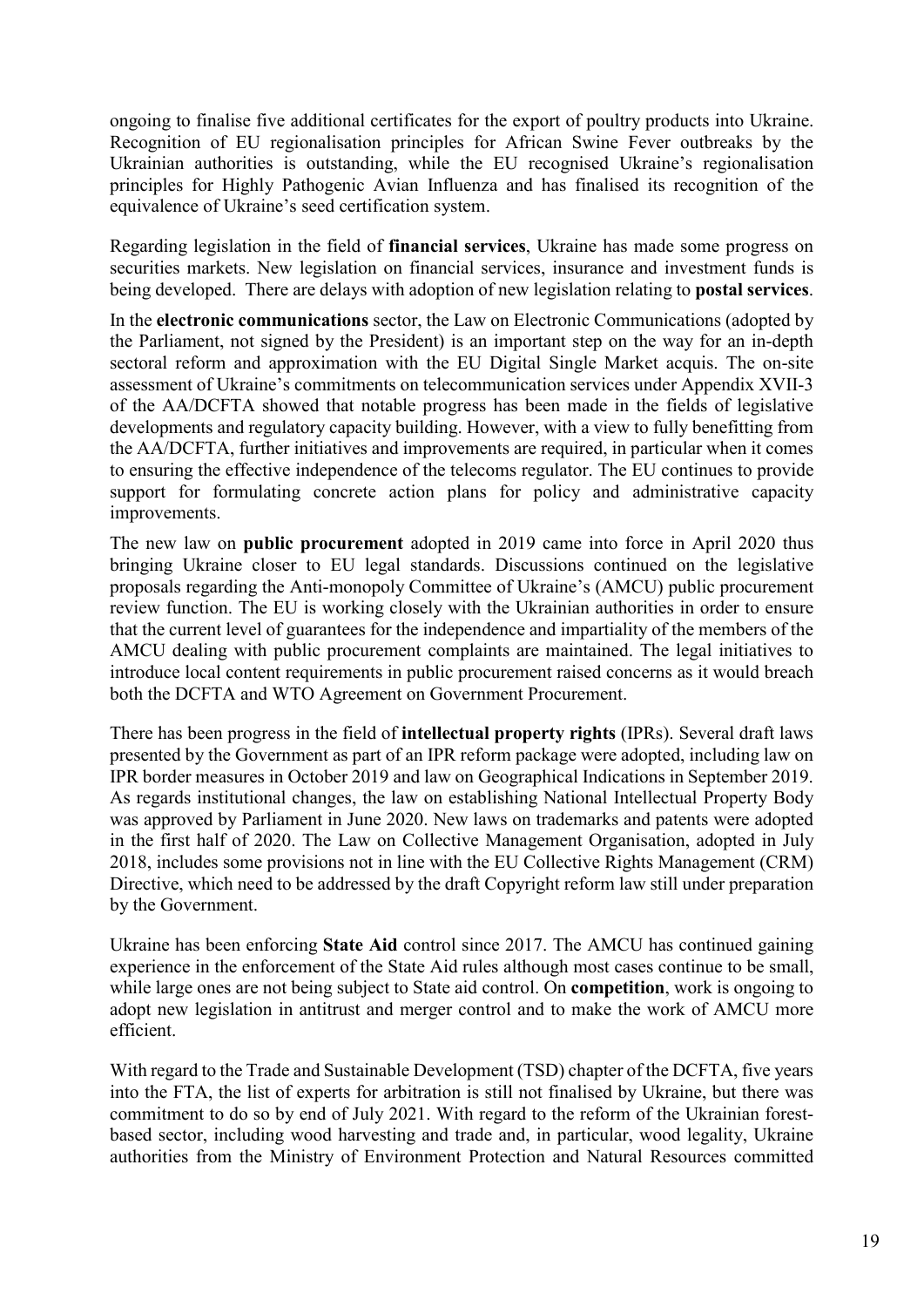ongoing to finalise five additional certificates for the export of poultry products into Ukraine. Recognition of EU regionalisation principles for African Swine Fever outbreaks by the Ukrainian authorities is outstanding, while the EU recognised Ukraine's regionalisation principles for Highly Pathogenic Avian Influenza and has finalised its recognition of the equivalence of Ukraine's seed certification system.

Regarding legislation in the field of **financial services**, Ukraine has made some progress on securities markets. New legislation on financial services, insurance and investment funds is being developed. There are delays with adoption of new legislation relating to **postal services**.

In the **electronic communications** sector, the Law on Electronic Communications (adopted by the Parliament, not signed by the President) is an important step on the way for an in-depth sectoral reform and approximation with the EU Digital Single Market acquis. The on-site assessment of Ukraine's commitments on telecommunication services under Appendix XVII-3 of the AA/DCFTA showed that notable progress has been made in the fields of legislative developments and regulatory capacity building. However, with a view to fully benefitting from the AA/DCFTA, further initiatives and improvements are required, in particular when it comes to ensuring the effective independence of the telecoms regulator. The EU continues to provide support for formulating concrete action plans for policy and administrative capacity improvements.

The new law on **public procurement** adopted in 2019 came into force in April 2020 thus bringing Ukraine closer to EU legal standards. Discussions continued on the legislative proposals regarding the Anti-monopoly Committee of Ukraine's (AMCU) public procurement review function. The EU is working closely with the Ukrainian authorities in order to ensure that the current level of guarantees for the independence and impartiality of the members of the AMCU dealing with public procurement complaints are maintained. The legal initiatives to introduce local content requirements in public procurement raised concerns as it would breach both the DCFTA and WTO Agreement on Government Procurement.

There has been progress in the field of **intellectual property rights** (IPRs). Several draft laws presented by the Government as part of an IPR reform package were adopted, including law on IPR border measures in October 2019 and law on Geographical Indications in September 2019. As regards institutional changes, the law on establishing National Intellectual Property Body was approved by Parliament in June 2020. New laws on trademarks and patents were adopted in the first half of 2020. The Law on Collective Management Organisation, adopted in July 2018, includes some provisions not in line with the EU Collective Rights Management (CRM) Directive, which need to be addressed by the draft Copyright reform law still under preparation by the Government.

Ukraine has been enforcing **State Aid** control since 2017. The AMCU has continued gaining experience in the enforcement of the State Aid rules although most cases continue to be small, while large ones are not being subject to State aid control. On **competition**, work is ongoing to adopt new legislation in antitrust and merger control and to make the work of AMCU more efficient.

With regard to the Trade and Sustainable Development (TSD) chapter of the DCFTA, five years into the FTA, the list of experts for arbitration is still not finalised by Ukraine, but there was commitment to do so by end of July 2021. With regard to the reform of the Ukrainian forest-based sector, including wood harvesting and trade and, in particular, wood legality, Ukraine authorities from the Ministry of Environment Protection and Natural Resources committed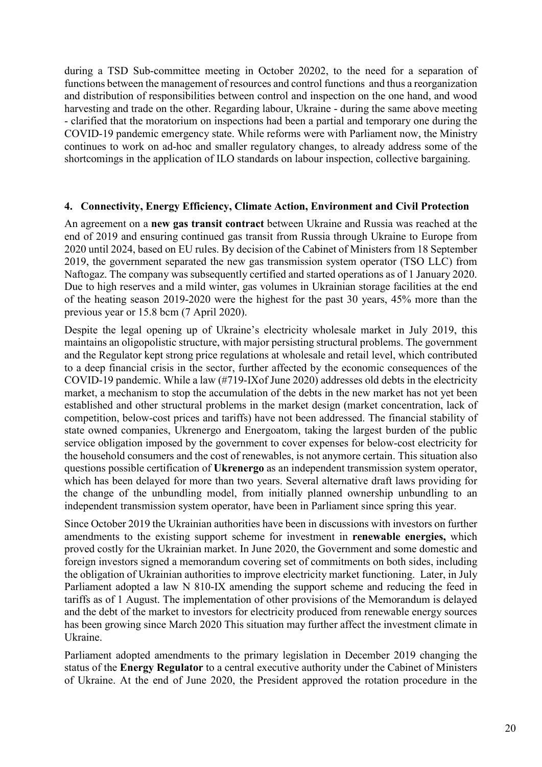during a TSD Sub-committee meeting in October 20202, to the need for a separation of functions between the management of resources and control functions and thus a reorganization and distribution of responsibilities between control and inspection on the one hand, and wood harvesting and trade on the other. Regarding labour, Ukraine - during the same above meeting - clarified that the moratorium on inspections had been a partial and temporary one during the COVID-19 pandemic emergency state. While reforms were with Parliament now, the Ministry continues to work on ad-hoc and smaller regulatory changes, to already address some of the shortcomings in the application of ILO standards on labour inspection, collective bargaining.

## 4. Connectivity, Energy Efficiency, Climate Action, Environment and Civil Protection

An agreement on a **new gas transit contract** between Ukraine and Russia was reached at the end of 2019 and ensuring continued gas transit from Russia through Ukraine to Europe from 2020 until 2024, based on EU rules. By decision of the Cabinet of Ministers from 18 September 2019, the government separated the new gas transmission system operator (TSO LLC) from Naftogaz. The company was subsequently certified and started operations as of 1 January 2020. Due to high reserves and a mild winter, gas volumes in Ukrainian storage facilities at the end of the heating season 2019-2020 were the highest for the past 30 years, 45% more than the previous year or 15.8 bcm (7 April 2020).

Despite the legal opening up of Ukraine's electricity wholesale market in July 2019, this maintains an oligopolistic structure, with major persisting structural problems. The government and the Regulator kept strong price regulations at wholesale and retail level, which contributed to a deep financial crisis in the sector, further affected by the economic consequences of the COVID-19 pandemic. While a law (#719-IXof June 2020) addresses old debts in the electricity market, a mechanism to stop the accumulation of the debts in the new market has not yet been established and other structural problems in the market design (market concentration, lack of competition, below-cost prices and tariffs) have not been addressed. The financial stability of state owned companies, Ukrenergo and Energoatom, taking the largest burden of the public service obligation imposed by the government to cover expenses for below-cost electricity for the household consumers and the cost of renewables, is not anymore certain. This situation also questions possible certification of **Ukrenergo** as an independent transmission system operator, which has been delayed for more than two years. Several alternative draft laws providing for the change of the unbundling model, from initially planned ownership unbundling to an independent transmission system operator, have been in Parliament since spring this year.

Since October 2019 the Ukrainian authorities have been in discussions with investors on further amendments to the existing support scheme for investment in **renewable energies,** which proved costly for the Ukrainian market. In June 2020, the Government and some domestic and foreign investors signed a memorandum covering set of commitments on both sides, including the obligation of Ukrainian authorities to improve electricity market functioning. Later, in July Parliament adopted a law N 810-IX amending the support scheme and reducing the feed in tariffs as of 1 August. The implementation of other provisions of the Memorandum is delayed and the debt of the market to investors for electricity produced from renewable energy sources has been growing since March 2020 This situation may further affect the investment climate in Ukraine.

Parliament adopted amendments to the primary legislation in December 2019 changing the status of the **Energy Regulator** to a central executive authority under the Cabinet of Ministers of Ukraine. At the end of June 2020, the President approved the rotation procedure in the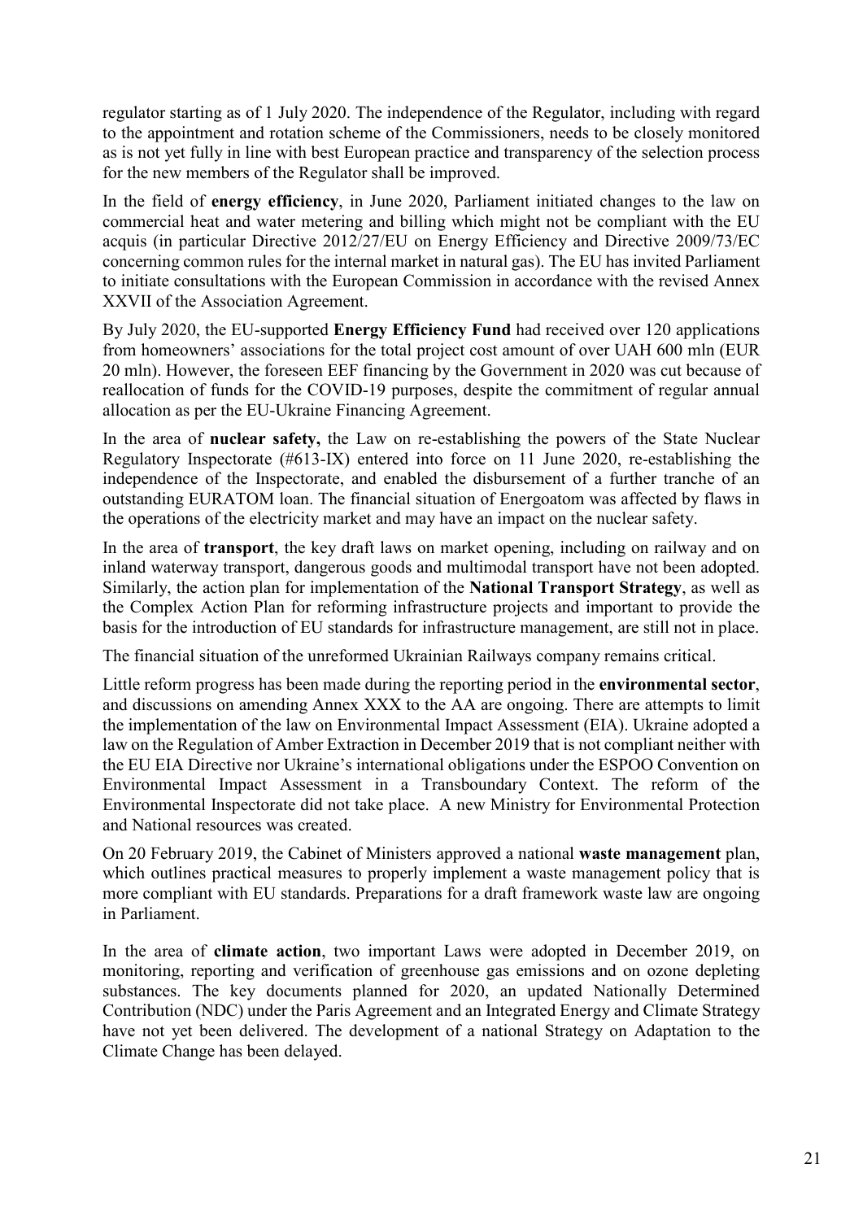regulator starting as of 1 July 2020. The independence of the Regulator, including with regard to the appointment and rotation scheme of the Commissioners, needs to be closely monitored as is not yet fully in line with best European practice and transparency of the selection process for the new members of the Regulator shall be improved.

In the field of **energy efficiency**, in June 2020, Parliament initiated changes to the law on commercial heat and water metering and billing which might not be compliant with the EU acquis (in particular Directive 2012/27/EU on Energy Efficiency and Directive 2009/73/EC concerning common rules for the internal market in natural gas). The EU has invited Parliament to initiate consultations with the European Commission in accordance with the revised Annex XXVII of the Association Agreement.

By July 2020, the EU-supported **Energy Efficiency Fund** had received over 120 applications from homeowners' associations for the total project cost amount of over UAH 600 mln (EUR 20 mln). However, the foreseen EEF financing by the Government in 2020 was cut because of reallocation of funds for the COVID-19 purposes, despite the commitment of regular annual allocation as per the EU-Ukraine Financing Agreement.

In the area of **nuclear safety,** the Law on re-establishing the powers of the State Nuclear Regulatory Inspectorate (#613-IX) entered into force on 11 June 2020, re-establishing the independence of the Inspectorate, and enabled the disbursement of a further tranche of an outstanding EURATOM loan. The financial situation of Energoatom was affected by flaws in the operations of the electricity market and may have an impact on the nuclear safety.

In the area of **transport**, the key draft laws on market opening, including on railway and on inland waterway transport, dangerous goods and multimodal transport have not been adopted. Similarly, the action plan for implementation of the **National Transport Strategy**, as well as the Complex Action Plan for reforming infrastructure projects and important to provide the basis for the introduction of EU standards for infrastructure management, are still not in place.

The financial situation of the unreformed Ukrainian Railways company remains critical.

Little reform progress has been made during the reporting period in the **environmental sector**, and discussions on amending Annex XXX to the AA are ongoing. There are attempts to limit the implementation of the law on Environmental Impact Assessment (EIA). Ukraine adopted a law on the Regulation of Amber Extraction in December 2019 that is not compliant neither with the EU EIA Directive nor Ukraine's international obligations under the ESPOO Convention on Environmental Impact Assessment in a Transboundary Context. The reform of the Environmental Inspectorate did not take place. A new Ministry for Environmental Protection and National resources was created.

On 20 February 2019, the Cabinet of Ministers approved a national **waste management** plan, which outlines practical measures to properly implement a waste management policy that is more compliant with EU standards. Preparations for a draft framework waste law are ongoing in Parliament.

In the area of **climate action**, two important Laws were adopted in December 2019, on monitoring, reporting and verification of greenhouse gas emissions and on ozone depleting substances. The key documents planned for 2020, an updated Nationally Determined Contribution (NDC) under the Paris Agreement and an Integrated Energy and Climate Strategy have not yet been delivered. The development of a national Strategy on Adaptation to the Climate Change has been delayed.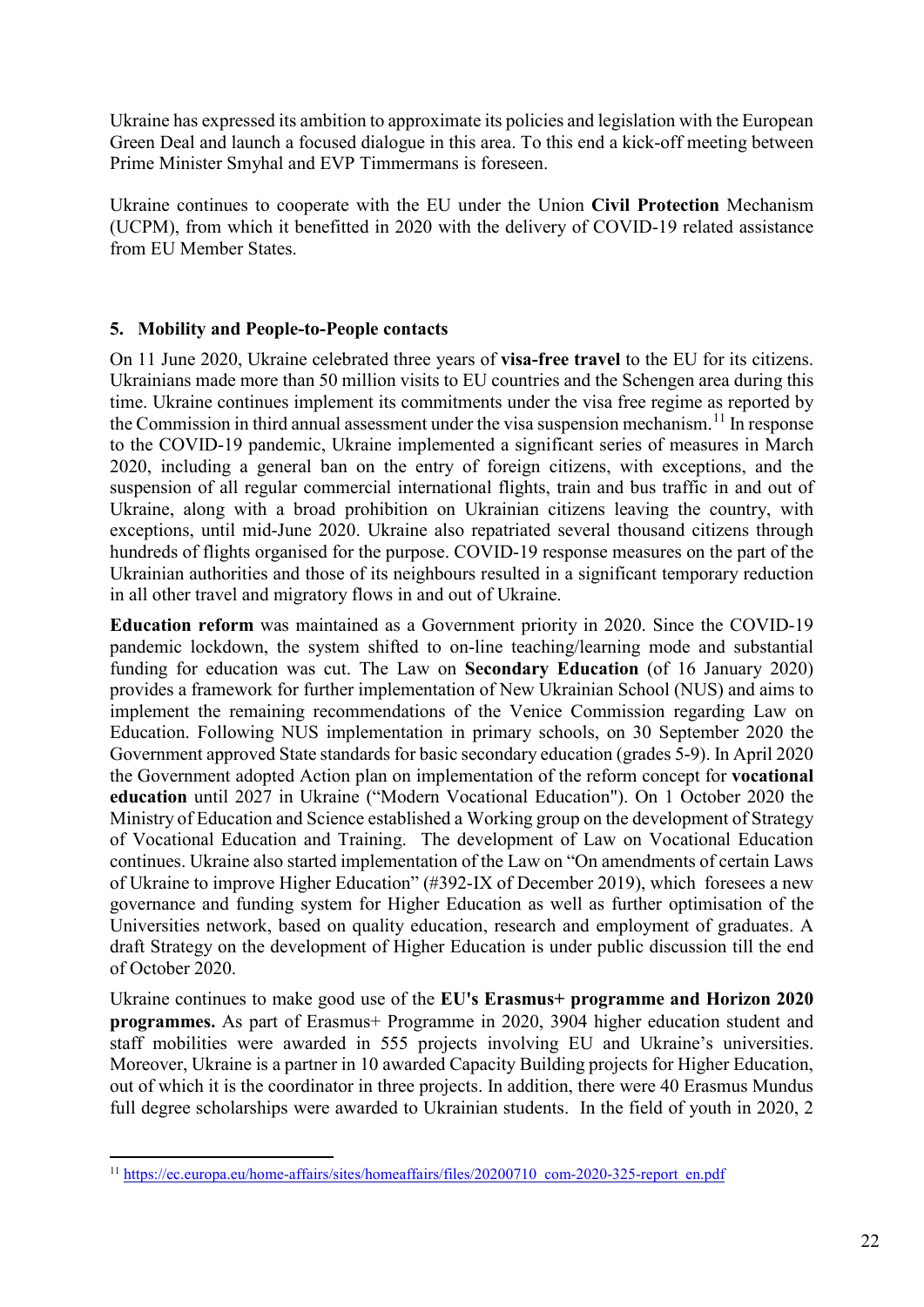Ukraine has expressed its ambition to approximate its policies and legislation with the European Green Deal and launch a focused dialogue in this area. To this end a kick-off meeting between Prime Minister Smyhal and EVP Timmermans is foreseen.

Ukraine continues to cooperate with the EU under the Union **Civil Protection** Mechanism (UCPM), from which it benefitted in 2020 with the delivery of COVID-19 related assistance from EU Member States.

## 5. Mobility and People-to-People contacts

On 11 June 2020, Ukraine celebrated three years of **visa-free travel** to the EU for its citizens. Ukrainians made more than 50 million visits to EU countries and the Schengen area during this time. Ukraine continues implement its commitments under the visa free regime as reported by the Commission in third annual assessment under the visa suspension mechanism.[11] In response to the COVID-19 pandemic, Ukraine implemented a significant series of measures in March 2020, including a general ban on the entry of foreign citizens, with exceptions, and the suspension of all regular commercial international flights, train and bus traffic in and out of Ukraine, along with a broad prohibition on Ukrainian citizens leaving the country, with exceptions, until mid-June 2020. Ukraine also repatriated several thousand citizens through hundreds of flights organised for the purpose. COVID-19 response measures on the part of the Ukrainian authorities and those of its neighbours resulted in a significant temporary reduction in all other travel and migratory flows in and out of Ukraine.

**Education reform** was maintained as a Government priority in 2020. Since the COVID-19 pandemic lockdown, the system shifted to on-line teaching/learning mode and substantial funding for education was cut. The Law on **Secondary Education** (of 16 January 2020) provides a framework for further implementation of New Ukrainian School (NUS) and aims to implement the remaining recommendations of the Venice Commission regarding Law on Education. Following NUS implementation in primary schools, on 30 September 2020 the Government approved State standards for basic secondary education (grades 5-9). In April 2020 the Government adopted Action plan on implementation of the reform concept for **vocational education** until 2027 in Ukraine ("Modern Vocational Education"). On 1 October 2020 the Ministry of Education and Science established a Working group on the development of Strategy of Vocational Education and Training. The development of Law on Vocational Education continues. Ukraine also started implementation of the Law on "On amendments of certain Laws of Ukraine to improve Higher Education" (#392-IX of December 2019), which foresees a new governance and funding system for Higher Education as well as further optimisation of the Universities network, based on quality education, research and employment of graduates. A draft Strategy on the development of Higher Education is under public discussion till the end of October 2020.

Ukraine continues to make good use of the **EU's Erasmus+ programme and Horizon 2020 programmes.** As part of Erasmus+ Programme in 2020, 3904 higher education student and staff mobilities were awarded in 555 projects involving EU and Ukraine's universities. Moreover, Ukraine is a partner in 10 awarded Capacity Building projects for Higher Education, out of which it is the coordinator in three projects. In addition, there were 40 Erasmus Mundus full degree scholarships were awarded to Ukrainian students. In the field of youth in 2020, 2

---

[11] https://ec.europa.eu/home-affairs/sites/homeaffairs/files/20200710_com-2020-325-report_en.pdf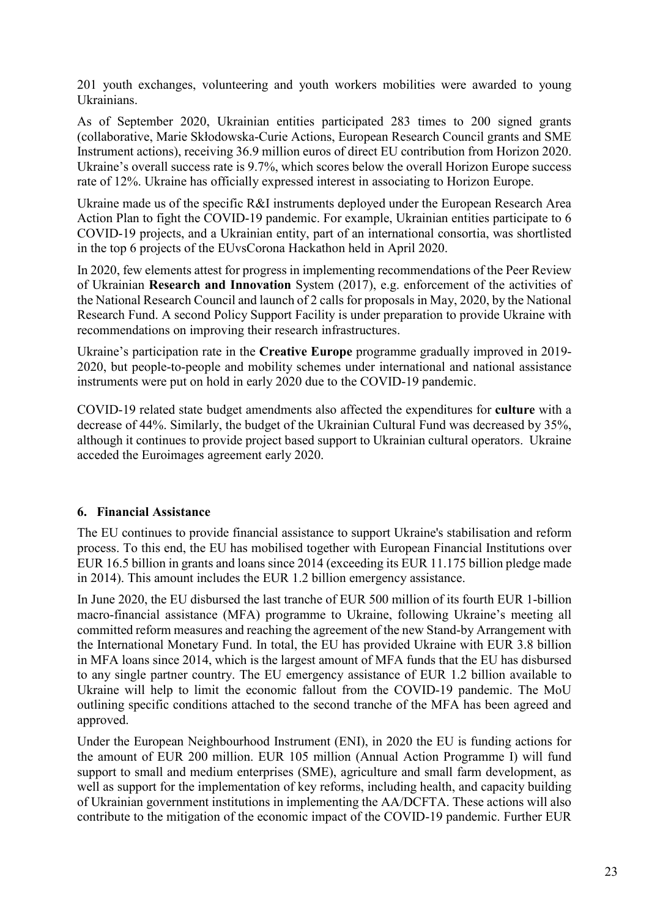201 youth exchanges, volunteering and youth workers mobilities were awarded to young Ukrainians.

As of September 2020, Ukrainian entities participated 283 times to 200 signed grants (collaborative, Marie Skłodowska-Curie Actions, European Research Council grants and SME Instrument actions), receiving 36.9 million euros of direct EU contribution from Horizon 2020. Ukraine's overall success rate is 9.7%, which scores below the overall Horizon Europe success rate of 12%. Ukraine has officially expressed interest in associating to Horizon Europe.

Ukraine made us of the specific R&I instruments deployed under the European Research Area Action Plan to fight the COVID-19 pandemic. For example, Ukrainian entities participate to 6 COVID-19 projects, and a Ukrainian entity, part of an international consortia, was shortlisted in the top 6 projects of the EUvsCorona Hackathon held in April 2020.

In 2020, few elements attest for progress in implementing recommendations of the Peer Review of Ukrainian **Research and Innovation** System (2017), e.g. enforcement of the activities of the National Research Council and launch of 2 calls for proposals in May, 2020, by the National Research Fund. A second Policy Support Facility is under preparation to provide Ukraine with recommendations on improving their research infrastructures.

Ukraine's participation rate in the **Creative Europe** programme gradually improved in 2019-2020, but people-to-people and mobility schemes under international and national assistance instruments were put on hold in early 2020 due to the COVID-19 pandemic.

COVID-19 related state budget amendments also affected the expenditures for **culture** with a decrease of 44%. Similarly, the budget of the Ukrainian Cultural Fund was decreased by 35%, although it continues to provide project based support to Ukrainian cultural operators. Ukraine acceded the Euroimages agreement early 2020.

## 6. Financial Assistance

The EU continues to provide financial assistance to support Ukraine's stabilisation and reform process. To this end, the EU has mobilised together with European Financial Institutions over EUR 16.5 billion in grants and loans since 2014 (exceeding its EUR 11.175 billion pledge made in 2014). This amount includes the EUR 1.2 billion emergency assistance.

In June 2020, the EU disbursed the last tranche of EUR 500 million of its fourth EUR 1-billion macro-financial assistance (MFA) programme to Ukraine, following Ukraine's meeting all committed reform measures and reaching the agreement of the new Stand-by Arrangement with the International Monetary Fund. In total, the EU has provided Ukraine with EUR 3.8 billion in MFA loans since 2014, which is the largest amount of MFA funds that the EU has disbursed to any single partner country. The EU emergency assistance of EUR 1.2 billion available to Ukraine will help to limit the economic fallout from the COVID-19 pandemic. The MoU outlining specific conditions attached to the second tranche of the MFA has been agreed and approved.

Under the European Neighbourhood Instrument (ENI), in 2020 the EU is funding actions for the amount of EUR 200 million. EUR 105 million (Annual Action Programme I) will fund support to small and medium enterprises (SME), agriculture and small farm development, as well as support for the implementation of key reforms, including health, and capacity building of Ukrainian government institutions in implementing the AA/DCFTA. These actions will also contribute to the mitigation of the economic impact of the COVID-19 pandemic. Further EUR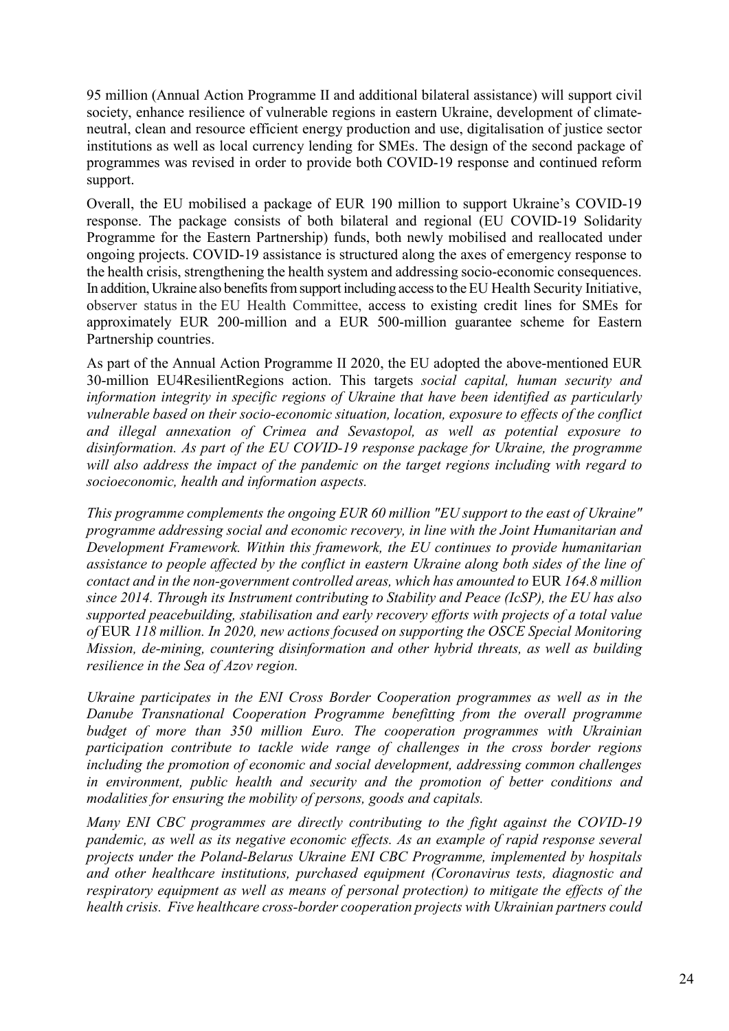95 million (Annual Action Programme II and additional bilateral assistance) will support civil society, enhance resilience of vulnerable regions in eastern Ukraine, development of climate-neutral, clean and resource efficient energy production and use, digitalisation of justice sector institutions as well as local currency lending for SMEs. The design of the second package of programmes was revised in order to provide both COVID-19 response and continued reform support.

Overall, the EU mobilised a package of EUR 190 million to support Ukraine's COVID-19 response. The package consists of both bilateral and regional (EU COVID-19 Solidarity Programme for the Eastern Partnership) funds, both newly mobilised and reallocated under ongoing projects. COVID-19 assistance is structured along the axes of emergency response to the health crisis, strengthening the health system and addressing socio-economic consequences. In addition, Ukraine also benefits from support including access to the EU Health Security Initiative, observer status in the EU Health Committee, access to existing credit lines for SMEs for approximately EUR 200-million and a EUR 500-million guarantee scheme for Eastern Partnership countries.

As part of the Annual Action Programme II 2020, the EU adopted the above-mentioned EUR 30-million EU4ResilientRegions action. This targets *social capital, human security and information integrity in specific regions of Ukraine that have been identified as particularly vulnerable based on their socio-economic situation, location, exposure to effects of the conflict and illegal annexation of Crimea and Sevastopol, as well as potential exposure to disinformation. As part of the EU COVID-19 response package for Ukraine, the programme will also address the impact of the pandemic on the target regions including with regard to socioeconomic, health and information aspects.*

*This programme complements the ongoing EUR 60 million "EU support to the east of Ukraine" programme addressing social and economic recovery, in line with the Joint Humanitarian and Development Framework. Within this framework, the EU continues to provide humanitarian assistance to people affected by the conflict in eastern Ukraine along both sides of the line of contact and in the non-government controlled areas, which has amounted to* EUR *164.8 million since 2014. Through its Instrument contributing to Stability and Peace (IcSP), the EU has also supported peacebuilding, stabilisation and early recovery efforts with projects of a total value of* EUR *118 million. In 2020, new actions focused on supporting the OSCE Special Monitoring Mission, de-mining, countering disinformation and other hybrid threats, as well as building resilience in the Sea of Azov region.*

*Ukraine participates in the ENI Cross Border Cooperation programmes as well as in the Danube Transnational Cooperation Programme benefitting from the overall programme budget of more than 350 million Euro. The cooperation programmes with Ukrainian participation contribute to tackle wide range of challenges in the cross border regions including the promotion of economic and social development, addressing common challenges in environment, public health and security and the promotion of better conditions and modalities for ensuring the mobility of persons, goods and capitals.*

*Many ENI CBC programmes are directly contributing to the fight against the COVID-19 pandemic, as well as its negative economic effects. As an example of rapid response several projects under the Poland-Belarus Ukraine ENI CBC Programme, implemented by hospitals and other healthcare institutions, purchased equipment (Coronavirus tests, diagnostic and respiratory equipment as well as means of personal protection) to mitigate the effects of the health crisis. Five healthcare cross-border cooperation projects with Ukrainian partners could*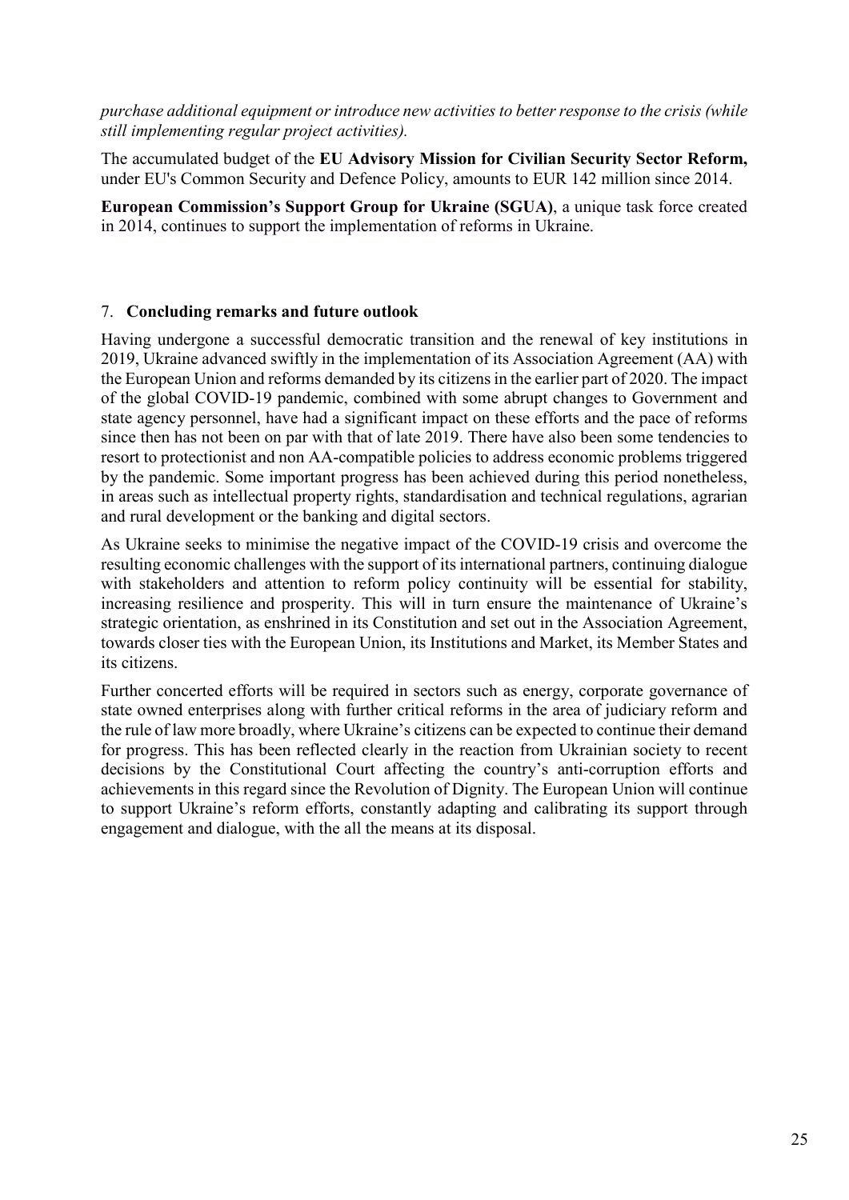*purchase additional equipment or introduce new activities to better response to the crisis (while still implementing regular project activities).*

The accumulated budget of the **EU Advisory Mission for Civilian Security Sector Reform,** under EU's Common Security and Defence Policy, amounts to EUR 142 million since 2014.

**European Commission's Support Group for Ukraine (SGUA)**, a unique task force created in 2014, continues to support the implementation of reforms in Ukraine.

## 7. Concluding remarks and future outlook

Having undergone a successful democratic transition and the renewal of key institutions in 2019, Ukraine advanced swiftly in the implementation of its Association Agreement (AA) with the European Union and reforms demanded by its citizens in the earlier part of 2020. The impact of the global COVID-19 pandemic, combined with some abrupt changes to Government and state agency personnel, have had a significant impact on these efforts and the pace of reforms since then has not been on par with that of late 2019. There have also been some tendencies to resort to protectionist and non AA-compatible policies to address economic problems triggered by the pandemic. Some important progress has been achieved during this period nonetheless, in areas such as intellectual property rights, standardisation and technical regulations, agrarian and rural development or the banking and digital sectors.

As Ukraine seeks to minimise the negative impact of the COVID-19 crisis and overcome the resulting economic challenges with the support of its international partners, continuing dialogue with stakeholders and attention to reform policy continuity will be essential for stability, increasing resilience and prosperity. This will in turn ensure the maintenance of Ukraine's strategic orientation, as enshrined in its Constitution and set out in the Association Agreement, towards closer ties with the European Union, its Institutions and Market, its Member States and its citizens.

Further concerted efforts will be required in sectors such as energy, corporate governance of state owned enterprises along with further critical reforms in the area of judiciary reform and the rule of law more broadly, where Ukraine's citizens can be expected to continue their demand for progress. This has been reflected clearly in the reaction from Ukrainian society to recent decisions by the Constitutional Court affecting the country's anti-corruption efforts and achievements in this regard since the Revolution of Dignity. The European Union will continue to support Ukraine's reform efforts, constantly adapting and calibrating its support through engagement and dialogue, with the all the means at its disposal.